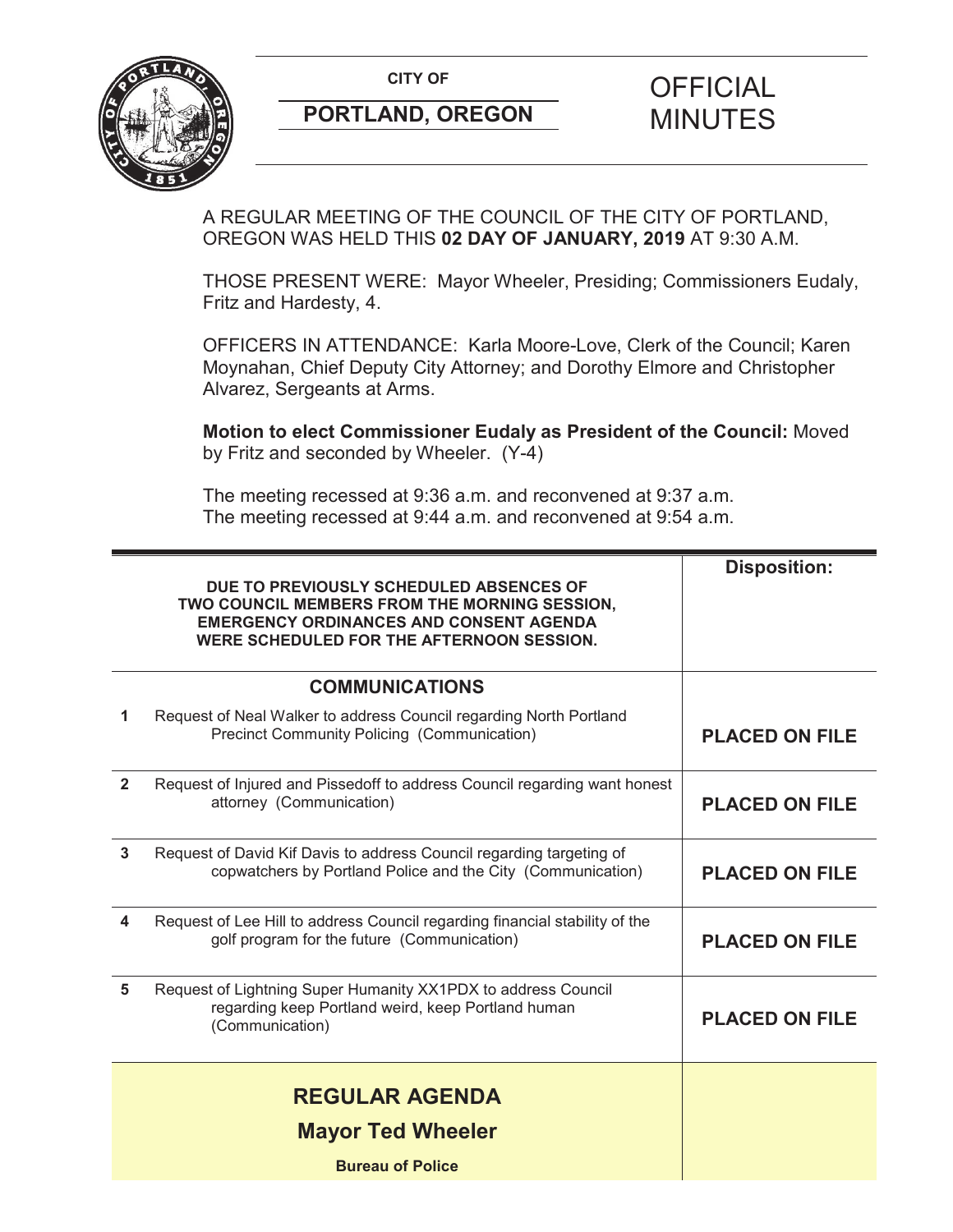CITY OF

**PORTLAND, OREGON**

# OFFICIAL MINUTES

A REGULAR MEETING OF THE COUNCIL OF THE CITY OF PORTLAND, OREGON WAS HELD THIS **02 DAY OF JANUARY, 2019** AT 9:30 A.M.

THOSE PRESENT WERE: Mayor Wheeler, Presiding; Commissioners Eudaly, Fritz and Hardesty, 4.

OFFICERS IN ATTENDANCE: Karla Moore-Love, Clerk of the Council; Karen Moynahan, Chief Deputy City Attorney; and Dorothy Elmore and Christopher Alvarez, Sergeants at Arms.

**Motion to elect Commissioner Eudaly as President of the Council:** Moved by Fritz and seconded by Wheeler. (Y-4)

The meeting recessed at 9:36 a.m. and reconvened at 9:37 a.m.
The meeting recessed at 9:44 a.m. and reconvened at 9:54 a.m.

| | | **Disposition:** |
|---|---|---|
| | **DUE TO PREVIOUSLY SCHEDULED ABSENCES OF TWO COUNCIL MEMBERS FROM THE MORNING SESSION, EMERGENCY ORDINANCES AND CONSENT AGENDA WERE SCHEDULED FOR THE AFTERNOON SESSION.** | |
| | **COMMUNICATIONS** | |
| 1 | Request of Neal Walker to address Council regarding North Portland Precinct Community Policing (Communication) | **PLACED ON FILE** |
| 2 | Request of Injured and Pissedoff to address Council regarding want honest attorney (Communication) | **PLACED ON FILE** |
| 3 | Request of David Kif Davis to address Council regarding targeting of copwatchers by Portland Police and the City (Communication) | **PLACED ON FILE** |
| 4 | Request of Lee Hill to address Council regarding financial stability of the golf program for the future (Communication) | **PLACED ON FILE** |
| 5 | Request of Lightning Super Humanity XX1PDX to address Council regarding keep Portland weird, keep Portland human (Communication) | **PLACED ON FILE** |
| | **REGULAR AGENDA** | |
| | **Mayor Ted Wheeler** | |
| | **Bureau of Police** | |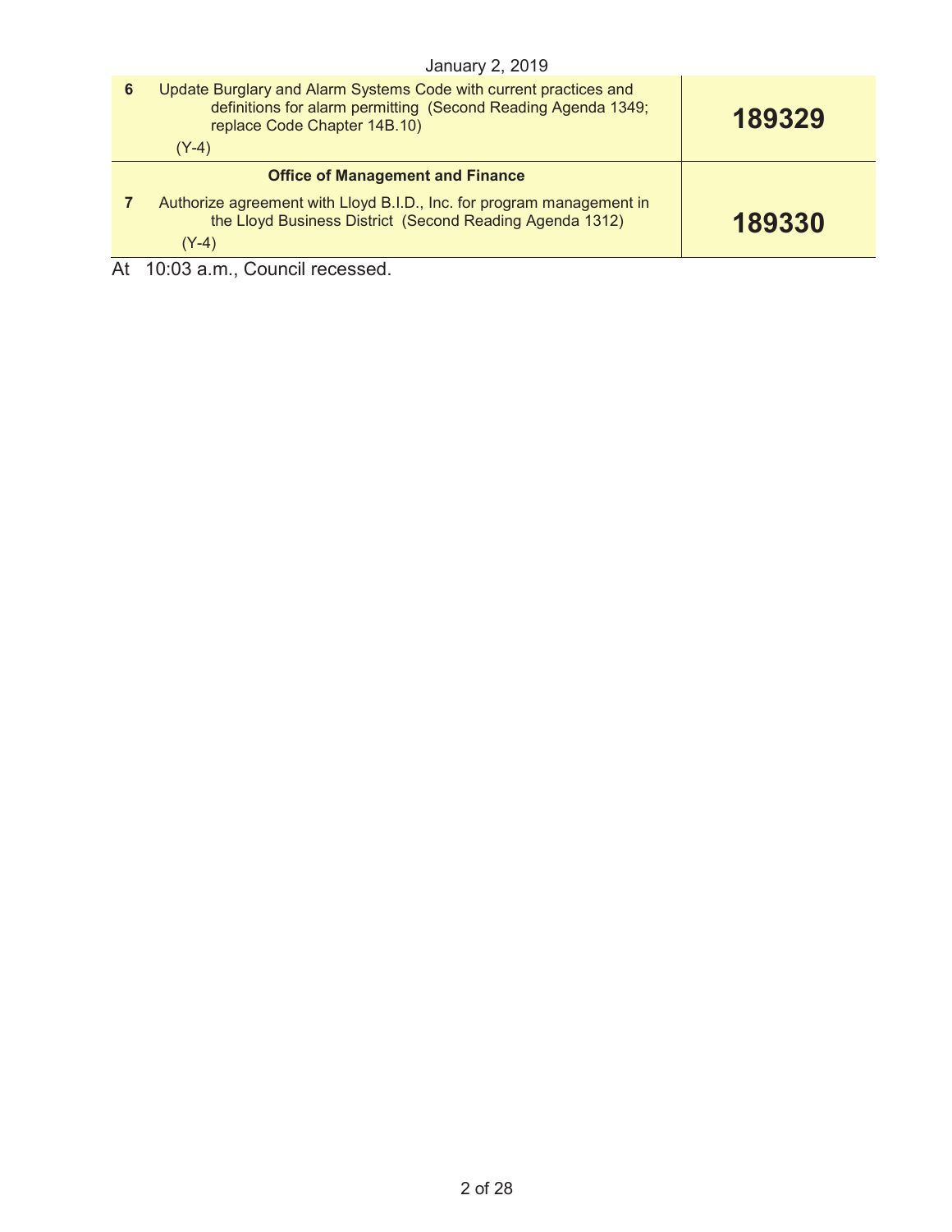| | | |
|---|---|---|
| **6** | Update Burglary and Alarm Systems Code with current practices and definitions for alarm permitting (Second Reading Agenda 1349; replace Code Chapter 14B.10)<br>(Y-4) | **189329** |
| | **Office of Management and Finance** | |
| **7** | Authorize agreement with Lloyd B.I.D., Inc. for program management in the Lloyd Business District (Second Reading Agenda 1312)<br>(Y-4) | **189330** |

At 10:03 a.m., Council recessed.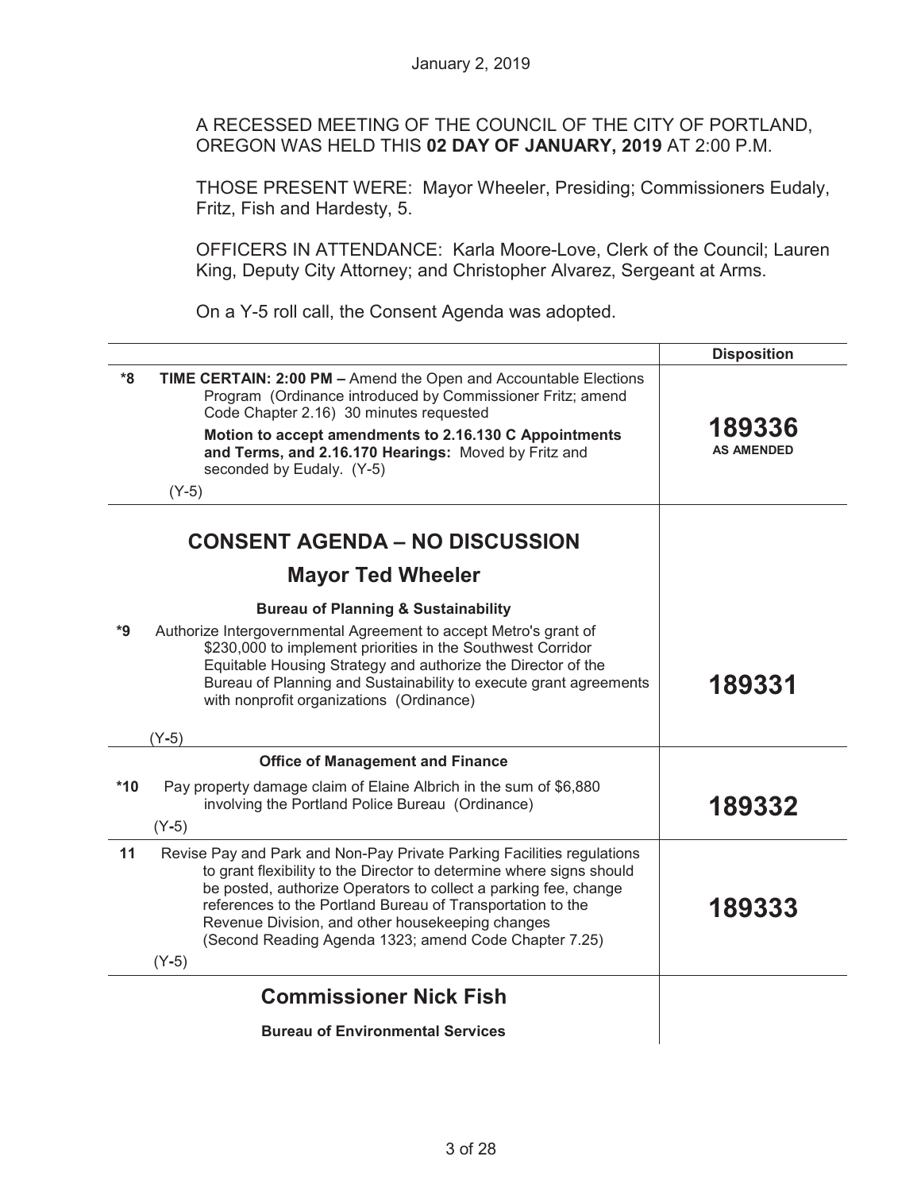January 2, 2019

A RECESSED MEETING OF THE COUNCIL OF THE CITY OF PORTLAND, OREGON WAS HELD THIS **02 DAY OF JANUARY, 2019** AT 2:00 P.M.

THOSE PRESENT WERE: Mayor Wheeler, Presiding; Commissioners Eudaly, Fritz, Fish and Hardesty, 5.

OFFICERS IN ATTENDANCE: Karla Moore-Love, Clerk of the Council; Lauren King, Deputy City Attorney; and Christopher Alvarez, Sergeant at Arms.

On a Y-5 roll call, the Consent Agenda was adopted.

| | | Disposition |
|---|---|---|
| *8 | **TIME CERTAIN: 2:00 PM –** Amend the Open and Accountable Elections Program (Ordinance introduced by Commissioner Fritz; amend Code Chapter 2.16) 30 minutes requested<br><br>**Motion to accept amendments to 2.16.130 C Appointments and Terms, and 2.16.170 Hearings:** Moved by Fritz and seconded by Eudaly. (Y-5)<br><br>(Y-5) | **189336**<br>**AS AMENDED** |
| | **CONSENT AGENDA – NO DISCUSSION** | |
| | **Mayor Ted Wheeler** | |
| | **Bureau of Planning & Sustainability** | |
| *9 | Authorize Intergovernmental Agreement to accept Metro's grant of $230,000 to implement priorities in the Southwest Corridor Equitable Housing Strategy and authorize the Director of the Bureau of Planning and Sustainability to execute grant agreements with nonprofit organizations (Ordinance)<br><br>(Y-5) | **189331** |
| | **Office of Management and Finance** | |
| *10 | Pay property damage claim of Elaine Albrich in the sum of $6,880 involving the Portland Police Bureau (Ordinance)<br><br>(Y-5) | **189332** |
| 11 | Revise Pay and Park and Non-Pay Private Parking Facilities regulations to grant flexibility to the Director to determine where signs should be posted, authorize Operators to collect a parking fee, change references to the Portland Bureau of Transportation to the Revenue Division, and other housekeeping changes (Second Reading Agenda 1323; amend Code Chapter 7.25)<br><br>(Y-5) | **189333** |
| | **Commissioner Nick Fish** | |
| | **Bureau of Environmental Services** | |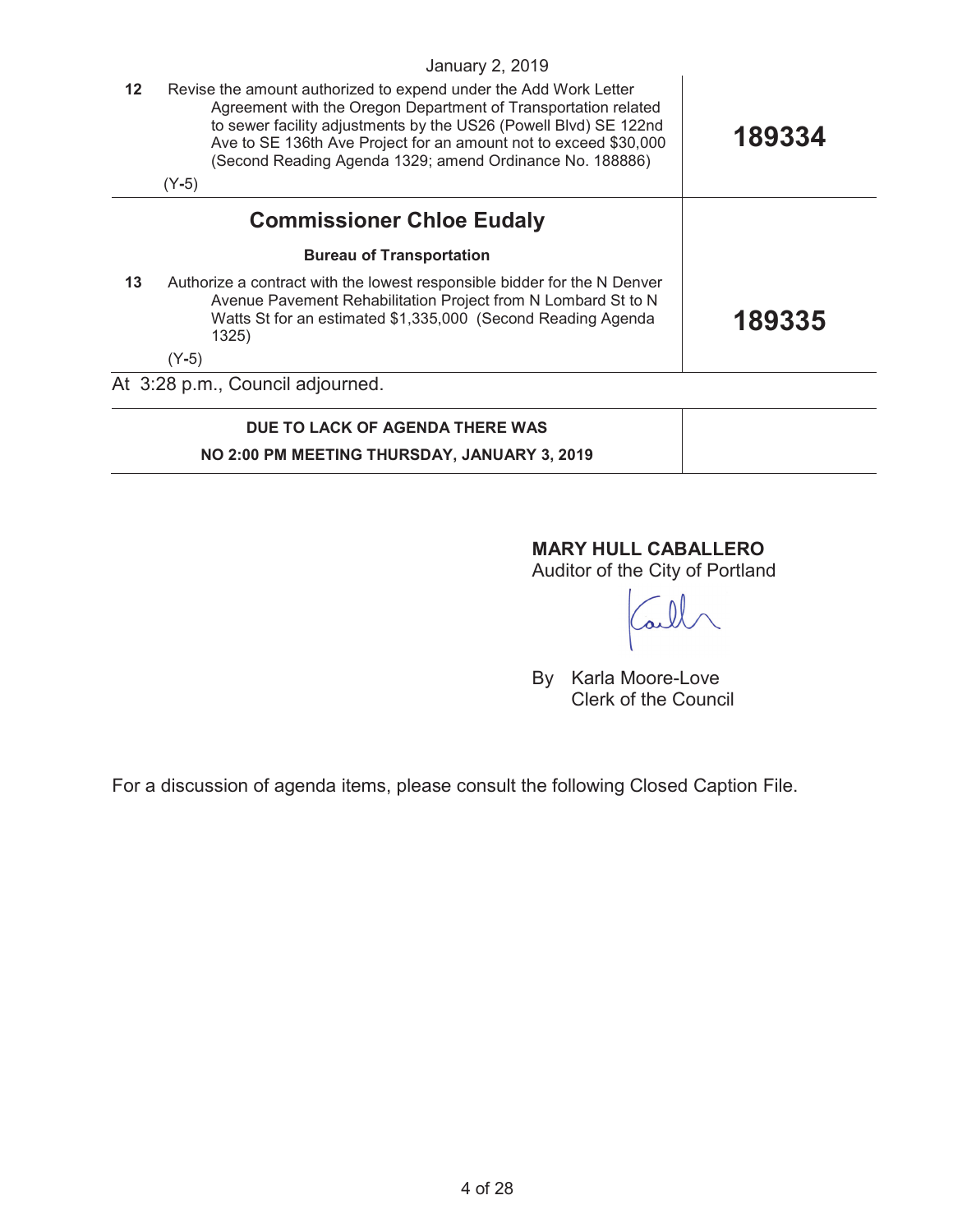January 2, 2019

| | | |
|---|---|---|
| **12** | Revise the amount authorized to expend under the Add Work Letter Agreement with the Oregon Department of Transportation related to sewer facility adjustments by the US26 (Powell Blvd) SE 122nd Ave to SE 136th Ave Project for an amount not to exceed $30,000 (Second Reading Agenda 1329; amend Ordinance No. 188886)<br><br>(Y-5) | **189334** |

## Commissioner Chloe Eudaly

**Bureau of Transportation**

| | | |
|---|---|---|
| **13** | Authorize a contract with the lowest responsible bidder for the N Denver Avenue Pavement Rehabilitation Project from N Lombard St to N Watts St for an estimated $1,335,000 (Second Reading Agenda 1325)<br><br>(Y-5) | **189335** |

At 3:28 p.m., Council adjourned.

**DUE TO LACK OF AGENDA THERE WAS**

**NO 2:00 PM MEETING THURSDAY, JANUARY 3, 2019**

**MARY HULL CABALLERO**
Auditor of the City of Portland

By Karla Moore-Love
Clerk of the Council

For a discussion of agenda items, please consult the following Closed Caption File.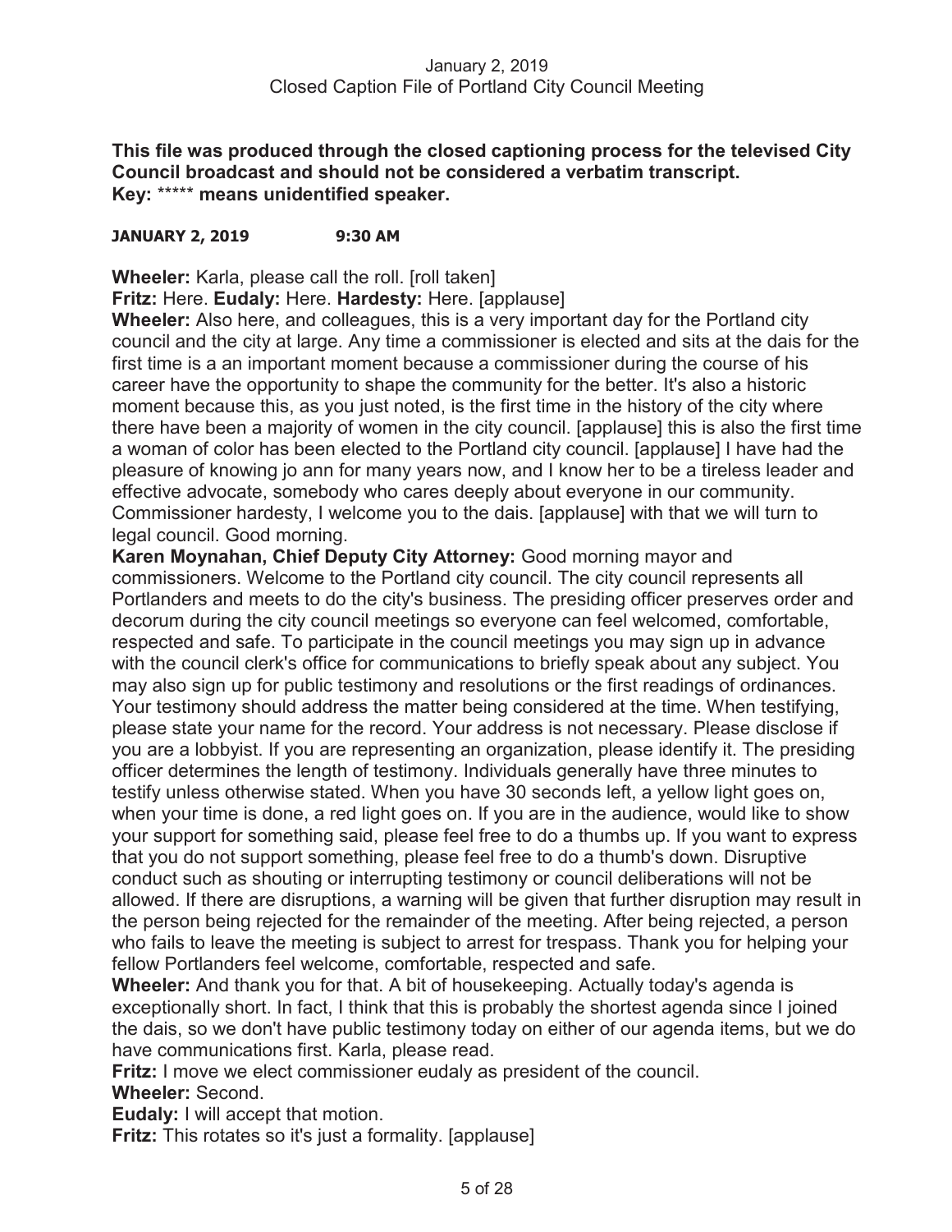January 2, 2019
Closed Caption File of Portland City Council Meeting

**This file was produced through the closed captioning process for the televised City Council broadcast and should not be considered a verbatim transcript.**
**Key:** ***** **means unidentified speaker.**

**JANUARY 2, 2019 9:30 AM**

**Wheeler:** Karla, please call the roll. [roll taken]

**Fritz:** Here. **Eudaly:** Here. **Hardesty:** Here. [applause]

**Wheeler:** Also here, and colleagues, this is a very important day for the Portland city council and the city at large. Any time a commissioner is elected and sits at the dais for the first time is a an important moment because a commissioner during the course of his career have the opportunity to shape the community for the better. It's also a historic moment because this, as you just noted, is the first time in the history of the city where there have been a majority of women in the city council. [applause] this is also the first time a woman of color has been elected to the Portland city council. [applause] I have had the pleasure of knowing jo ann for many years now, and I know her to be a tireless leader and effective advocate, somebody who cares deeply about everyone in our community. Commissioner hardesty, I welcome you to the dais. [applause] with that we will turn to legal council. Good morning.

**Karen Moynahan, Chief Deputy City Attorney:** Good morning mayor and commissioners. Welcome to the Portland city council. The city council represents all Portlanders and meets to do the city's business. The presiding officer preserves order and decorum during the city council meetings so everyone can feel welcomed, comfortable, respected and safe. To participate in the council meetings you may sign up in advance with the council clerk's office for communications to briefly speak about any subject. You may also sign up for public testimony and resolutions or the first readings of ordinances. Your testimony should address the matter being considered at the time. When testifying, please state your name for the record. Your address is not necessary. Please disclose if you are a lobbyist. If you are representing an organization, please identify it. The presiding officer determines the length of testimony. Individuals generally have three minutes to testify unless otherwise stated. When you have 30 seconds left, a yellow light goes on, when your time is done, a red light goes on. If you are in the audience, would like to show your support for something said, please feel free to do a thumbs up. If you want to express that you do not support something, please feel free to do a thumb's down. Disruptive conduct such as shouting or interrupting testimony or council deliberations will not be allowed. If there are disruptions, a warning will be given that further disruption may result in the person being rejected for the remainder of the meeting. After being rejected, a person who fails to leave the meeting is subject to arrest for trespass. Thank you for helping your fellow Portlanders feel welcome, comfortable, respected and safe.

**Wheeler:** And thank you for that. A bit of housekeeping. Actually today's agenda is exceptionally short. In fact, I think that this is probably the shortest agenda since I joined the dais, so we don't have public testimony today on either of our agenda items, but we do have communications first. Karla, please read.

**Fritz:** I move we elect commissioner eudaly as president of the council.

**Wheeler:** Second.

**Eudaly:** I will accept that motion.

**Fritz:** This rotates so it's just a formality. [applause]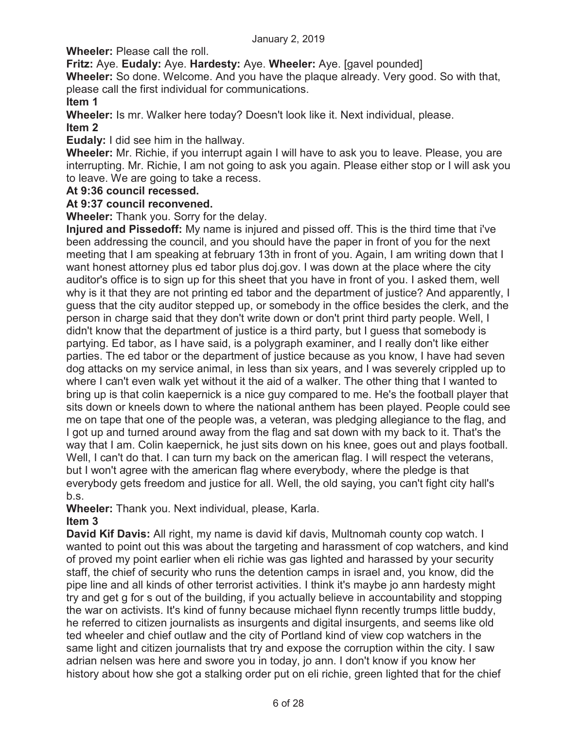**Wheeler:** Please call the roll.

**Fritz:** Aye. **Eudaly:** Aye. **Hardesty:** Aye. **Wheeler:** Aye. [gavel pounded]

**Wheeler:** So done. Welcome. And you have the plaque already. Very good. So with that, please call the first individual for communications.

**Item 1**

**Wheeler:** Is mr. Walker here today? Doesn't look like it. Next individual, please.

**Item 2**

**Eudaly:** I did see him in the hallway.

**Wheeler:** Mr. Richie, if you interrupt again I will have to ask you to leave. Please, you are interrupting. Mr. Richie, I am not going to ask you again. Please either stop or I will ask you to leave. We are going to take a recess.

**At 9:36 council recessed.**

**At 9:37 council reconvened.**

**Wheeler:** Thank you. Sorry for the delay.

**Injured and Pissedoff:** My name is injured and pissed off. This is the third time that i've been addressing the council, and you should have the paper in front of you for the next meeting that I am speaking at february 13th in front of you. Again, I am writing down that I want honest attorney plus ed tabor plus doj.gov. I was down at the place where the city auditor's office is to sign up for this sheet that you have in front of you. I asked them, well why is it that they are not printing ed tabor and the department of justice? And apparently, I guess that the city auditor stepped up, or somebody in the office besides the clerk, and the person in charge said that they don't write down or don't print third party people. Well, I didn't know that the department of justice is a third party, but I guess that somebody is partying. Ed tabor, as I have said, is a polygraph examiner, and I really don't like either parties. The ed tabor or the department of justice because as you know, I have had seven dog attacks on my service animal, in less than six years, and I was severely crippled up to where I can't even walk yet without it the aid of a walker. The other thing that I wanted to bring up is that colin kaepernick is a nice guy compared to me. He's the football player that sits down or kneels down to where the national anthem has been played. People could see me on tape that one of the people was, a veteran, was pledging allegiance to the flag, and I got up and turned around away from the flag and sat down with my back to it. That's the way that I am. Colin kaepernick, he just sits down on his knee, goes out and plays football. Well, I can't do that. I can turn my back on the american flag. I will respect the veterans, but I won't agree with the american flag where everybody, where the pledge is that everybody gets freedom and justice for all. Well, the old saying, you can't fight city hall's b.s.

**Wheeler:** Thank you. Next individual, please, Karla.

**Item 3**

**David Kif Davis:** All right, my name is david kif davis, Multnomah county cop watch. I wanted to point out this was about the targeting and harassment of cop watchers, and kind of proved my point earlier when eli richie was gas lighted and harassed by your security staff, the chief of security who runs the detention camps in israel and, you know, did the pipe line and all kinds of other terrorist activities. I think it's maybe jo ann hardesty might try and get g for s out of the building, if you actually believe in accountability and stopping the war on activists. It's kind of funny because michael flynn recently trumps little buddy, he referred to citizen journalists as insurgents and digital insurgents, and seems like old ted wheeler and chief outlaw and the city of Portland kind of view cop watchers in the same light and citizen journalists that try and expose the corruption within the city. I saw adrian nelsen was here and swore you in today, jo ann. I don't know if you know her history about how she got a stalking order put on eli richie, green lighted that for the chief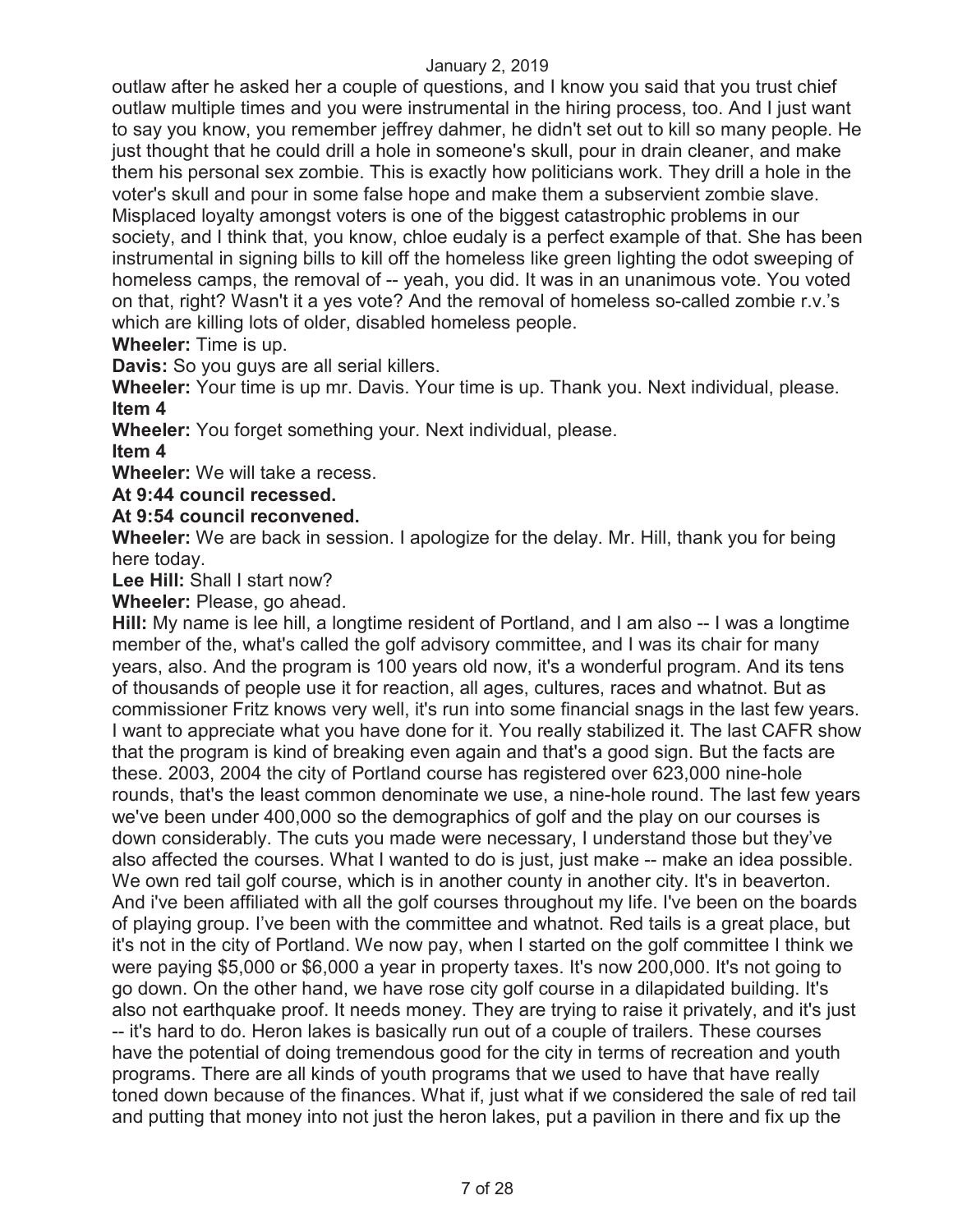outlaw after he asked her a couple of questions, and I know you said that you trust chief outlaw multiple times and you were instrumental in the hiring process, too. And I just want to say you know, you remember jeffrey dahmer, he didn't set out to kill so many people. He just thought that he could drill a hole in someone's skull, pour in drain cleaner, and make them his personal sex zombie. This is exactly how politicians work. They drill a hole in the voter's skull and pour in some false hope and make them a subservient zombie slave. Misplaced loyalty amongst voters is one of the biggest catastrophic problems in our society, and I think that, you know, chloe eudaly is a perfect example of that. She has been instrumental in signing bills to kill off the homeless like green lighting the odot sweeping of homeless camps, the removal of -- yeah, you did. It was in an unanimous vote. You voted on that, right? Wasn't it a yes vote? And the removal of homeless so-called zombie r.v.'s which are killing lots of older, disabled homeless people.

**Wheeler:** Time is up.

**Davis:** So you guys are all serial killers.

**Wheeler:** Your time is up mr. Davis. Your time is up. Thank you. Next individual, please.

**Item 4**

**Wheeler:** You forget something your. Next individual, please.

**Item 4**

**Wheeler:** We will take a recess.

**At 9:44 council recessed.**

**At 9:54 council reconvened.**

**Wheeler:** We are back in session. I apologize for the delay. Mr. Hill, thank you for being here today.

**Lee Hill:** Shall I start now?

**Wheeler:** Please, go ahead.

**Hill:** My name is lee hill, a longtime resident of Portland, and I am also -- I was a longtime member of the, what's called the golf advisory committee, and I was its chair for many years, also. And the program is 100 years old now, it's a wonderful program. And its tens of thousands of people use it for reaction, all ages, cultures, races and whatnot. But as commissioner Fritz knows very well, it's run into some financial snags in the last few years. I want to appreciate what you have done for it. You really stabilized it. The last CAFR show that the program is kind of breaking even again and that's a good sign. But the facts are these. 2003, 2004 the city of Portland course has registered over 623,000 nine-hole rounds, that's the least common denominate we use, a nine-hole round. The last few years we've been under 400,000 so the demographics of golf and the play on our courses is down considerably. The cuts you made were necessary, I understand those but they've also affected the courses. What I wanted to do is just, just make -- make an idea possible. We own red tail golf course, which is in another county in another city. It's in beaverton. And i've been affiliated with all the golf courses throughout my life. I've been on the boards of playing group. I've been with the committee and whatnot. Red tails is a great place, but it's not in the city of Portland. We now pay, when I started on the golf committee I think we were paying $5,000 or $6,000 a year in property taxes. It's now 200,000. It's not going to go down. On the other hand, we have rose city golf course in a dilapidated building. It's also not earthquake proof. It needs money. They are trying to raise it privately, and it's just -- it's hard to do. Heron lakes is basically run out of a couple of trailers. These courses have the potential of doing tremendous good for the city in terms of recreation and youth programs. There are all kinds of youth programs that we used to have that have really toned down because of the finances. What if, just what if we considered the sale of red tail and putting that money into not just the heron lakes, put a pavilion in there and fix up the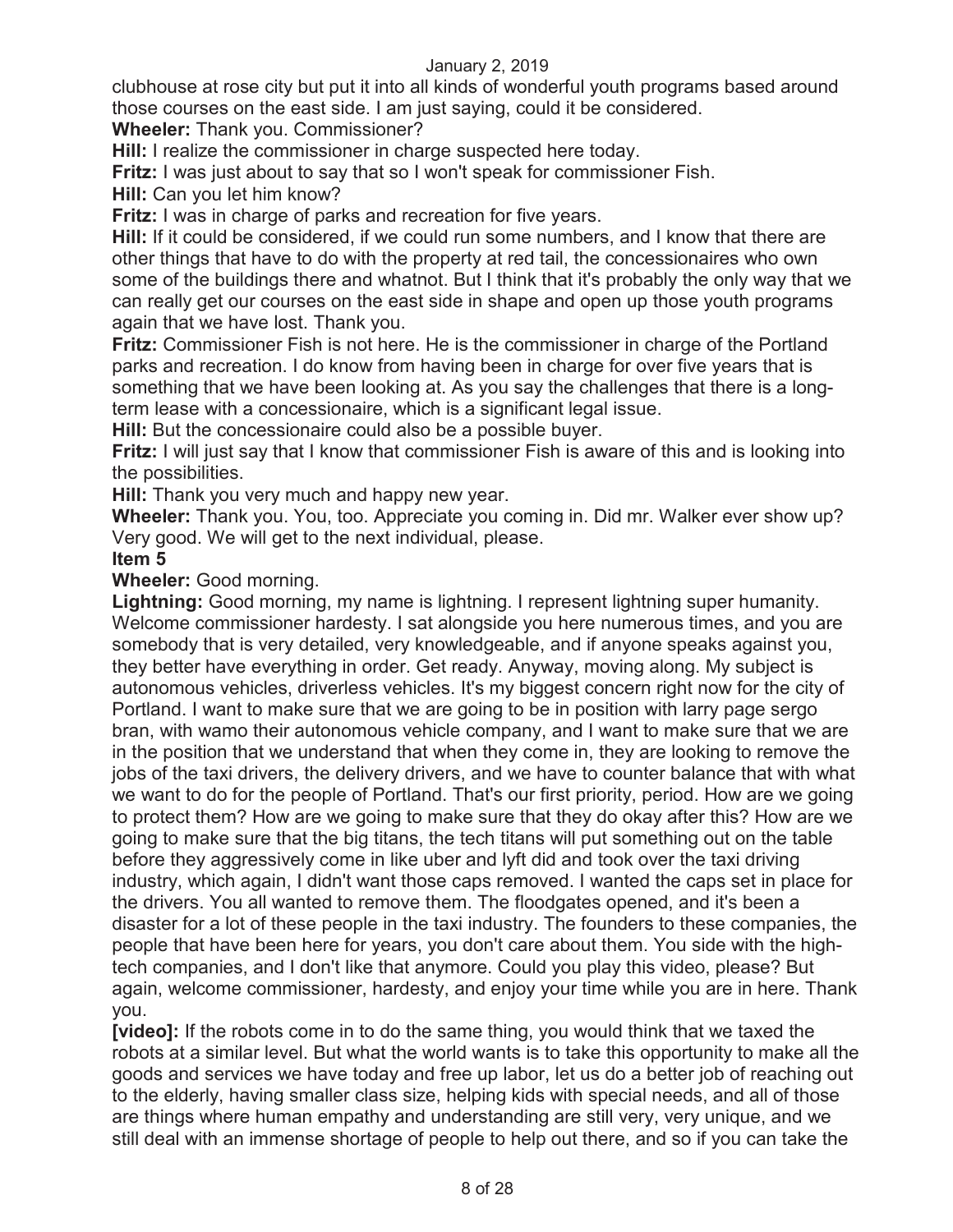clubhouse at rose city but put it into all kinds of wonderful youth programs based around those courses on the east side. I am just saying, could it be considered.

**Wheeler:** Thank you. Commissioner?

**Hill:** I realize the commissioner in charge suspected here today.

**Fritz:** I was just about to say that so I won't speak for commissioner Fish.

**Hill:** Can you let him know?

**Fritz:** I was in charge of parks and recreation for five years.

**Hill:** If it could be considered, if we could run some numbers, and I know that there are other things that have to do with the property at red tail, the concessionaires who own some of the buildings there and whatnot. But I think that it's probably the only way that we can really get our courses on the east side in shape and open up those youth programs again that we have lost. Thank you.

**Fritz:** Commissioner Fish is not here. He is the commissioner in charge of the Portland parks and recreation. I do know from having been in charge for over five years that is something that we have been looking at. As you say the challenges that there is a long-term lease with a concessionaire, which is a significant legal issue.

**Hill:** But the concessionaire could also be a possible buyer.

**Fritz:** I will just say that I know that commissioner Fish is aware of this and is looking into the possibilities.

**Hill:** Thank you very much and happy new year.

**Wheeler:** Thank you. You, too. Appreciate you coming in. Did mr. Walker ever show up? Very good. We will get to the next individual, please.

**Item 5**

**Wheeler:** Good morning.

**Lightning:** Good morning, my name is lightning. I represent lightning super humanity. Welcome commissioner hardesty. I sat alongside you here numerous times, and you are somebody that is very detailed, very knowledgeable, and if anyone speaks against you, they better have everything in order. Get ready. Anyway, moving along. My subject is autonomous vehicles, driverless vehicles. It's my biggest concern right now for the city of Portland. I want to make sure that we are going to be in position with larry page sergo bran, with wamo their autonomous vehicle company, and I want to make sure that we are in the position that we understand that when they come in, they are looking to remove the jobs of the taxi drivers, the delivery drivers, and we have to counter balance that with what we want to do for the people of Portland. That's our first priority, period. How are we going to protect them? How are we going to make sure that they do okay after this? How are we going to make sure that the big titans, the tech titans will put something out on the table before they aggressively come in like uber and lyft did and took over the taxi driving industry, which again, I didn't want those caps removed. I wanted the caps set in place for the drivers. You all wanted to remove them. The floodgates opened, and it's been a disaster for a lot of these people in the taxi industry. The founders to these companies, the people that have been here for years, you don't care about them. You side with the high-tech companies, and I don't like that anymore. Could you play this video, please? But again, welcome commissioner, hardesty, and enjoy your time while you are in here. Thank you.

**[video]:** If the robots come in to do the same thing, you would think that we taxed the robots at a similar level. But what the world wants is to take this opportunity to make all the goods and services we have today and free up labor, let us do a better job of reaching out to the elderly, having smaller class size, helping kids with special needs, and all of those are things where human empathy and understanding are still very, very unique, and we still deal with an immense shortage of people to help out there, and so if you can take the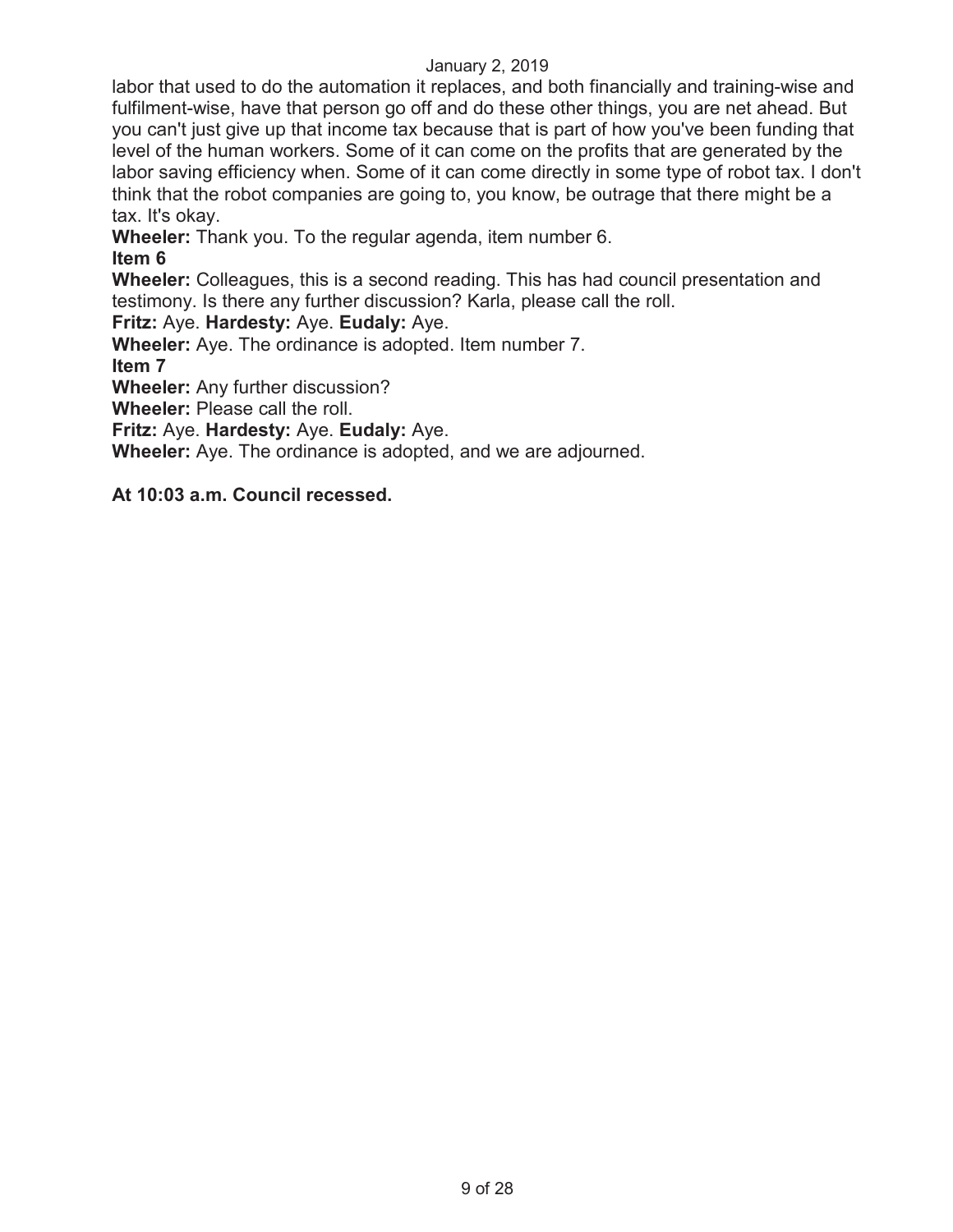labor that used to do the automation it replaces, and both financially and training-wise and fulfilment-wise, have that person go off and do these other things, you are net ahead. But you can't just give up that income tax because that is part of how you've been funding that level of the human workers. Some of it can come on the profits that are generated by the labor saving efficiency when. Some of it can come directly in some type of robot tax. I don't think that the robot companies are going to, you know, be outrage that there might be a tax. It's okay.

**Wheeler:** Thank you. To the regular agenda, item number 6.

**Item 6**

**Wheeler:** Colleagues, this is a second reading. This has had council presentation and testimony. Is there any further discussion? Karla, please call the roll.

**Fritz:** Aye. **Hardesty:** Aye. **Eudaly:** Aye.

**Wheeler:** Aye. The ordinance is adopted. Item number 7.

**Item 7**

**Wheeler:** Any further discussion?

**Wheeler:** Please call the roll.

**Fritz:** Aye. **Hardesty:** Aye. **Eudaly:** Aye.

**Wheeler:** Aye. The ordinance is adopted, and we are adjourned.

**At 10:03 a.m. Council recessed.**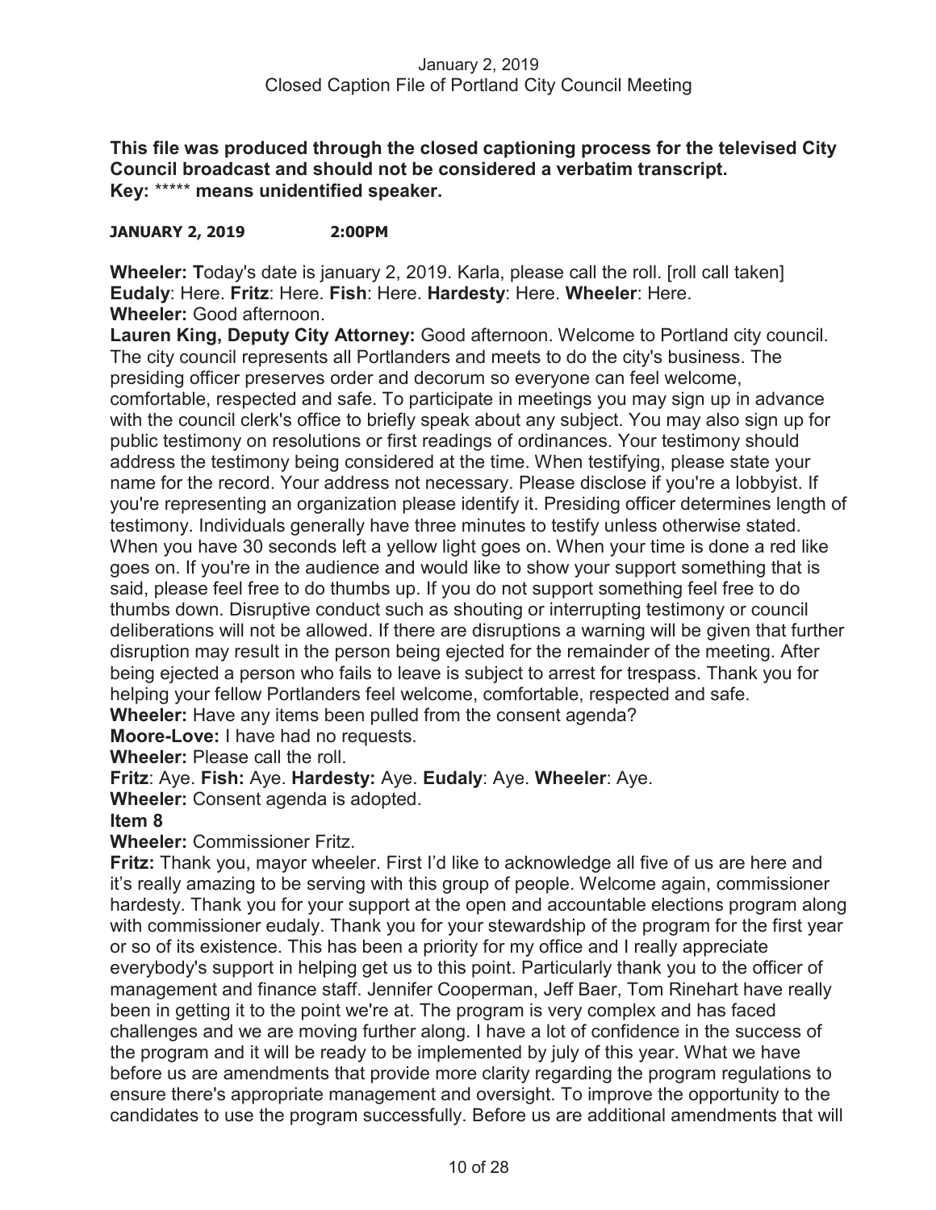**This file was produced through the closed captioning process for the televised City Council broadcast and should not be considered a verbatim transcript.**
**Key:** ***** **means unidentified speaker.**

**JANUARY 2, 2019 2:00PM**

**Wheeler: T**oday's date is january 2, 2019. Karla, please call the roll. [roll call taken]
**Eudaly**: Here. **Fritz**: Here. **Fish**: Here. **Hardesty**: Here. **Wheeler**: Here.
**Wheeler:** Good afternoon.
**Lauren King, Deputy City Attorney:** Good afternoon. Welcome to Portland city council. The city council represents all Portlanders and meets to do the city's business. The presiding officer preserves order and decorum so everyone can feel welcome, comfortable, respected and safe. To participate in meetings you may sign up in advance with the council clerk's office to briefly speak about any subject. You may also sign up for public testimony on resolutions or first readings of ordinances. Your testimony should address the testimony being considered at the time. When testifying, please state your name for the record. Your address not necessary. Please disclose if you're a lobbyist. If you're representing an organization please identify it. Presiding officer determines length of testimony. Individuals generally have three minutes to testify unless otherwise stated. When you have 30 seconds left a yellow light goes on. When your time is done a red like goes on. If you're in the audience and would like to show your support something that is said, please feel free to do thumbs up. If you do not support something feel free to do thumbs down. Disruptive conduct such as shouting or interrupting testimony or council deliberations will not be allowed. If there are disruptions a warning will be given that further disruption may result in the person being ejected for the remainder of the meeting. After being ejected a person who fails to leave is subject to arrest for trespass. Thank you for helping your fellow Portlanders feel welcome, comfortable, respected and safe.
**Wheeler:** Have any items been pulled from the consent agenda?
**Moore-Love:** I have had no requests.
**Wheeler:** Please call the roll.
**Fritz**: Aye. **Fish:** Aye. **Hardesty:** Aye. **Eudaly**: Aye. **Wheeler**: Aye.
**Wheeler:** Consent agenda is adopted.
**Item 8**
**Wheeler:** Commissioner Fritz.
**Fritz:** Thank you, mayor wheeler. First I'd like to acknowledge all five of us are here and it's really amazing to be serving with this group of people. Welcome again, commissioner hardesty. Thank you for your support at the open and accountable elections program along with commissioner eudaly. Thank you for your stewardship of the program for the first year or so of its existence. This has been a priority for my office and I really appreciate everybody's support in helping get us to this point. Particularly thank you to the officer of management and finance staff. Jennifer Cooperman, Jeff Baer, Tom Rinehart have really been in getting it to the point we're at. The program is very complex and has faced challenges and we are moving further along. I have a lot of confidence in the success of the program and it will be ready to be implemented by july of this year. What we have before us are amendments that provide more clarity regarding the program regulations to ensure there's appropriate management and oversight. To improve the opportunity to the candidates to use the program successfully. Before us are additional amendments that will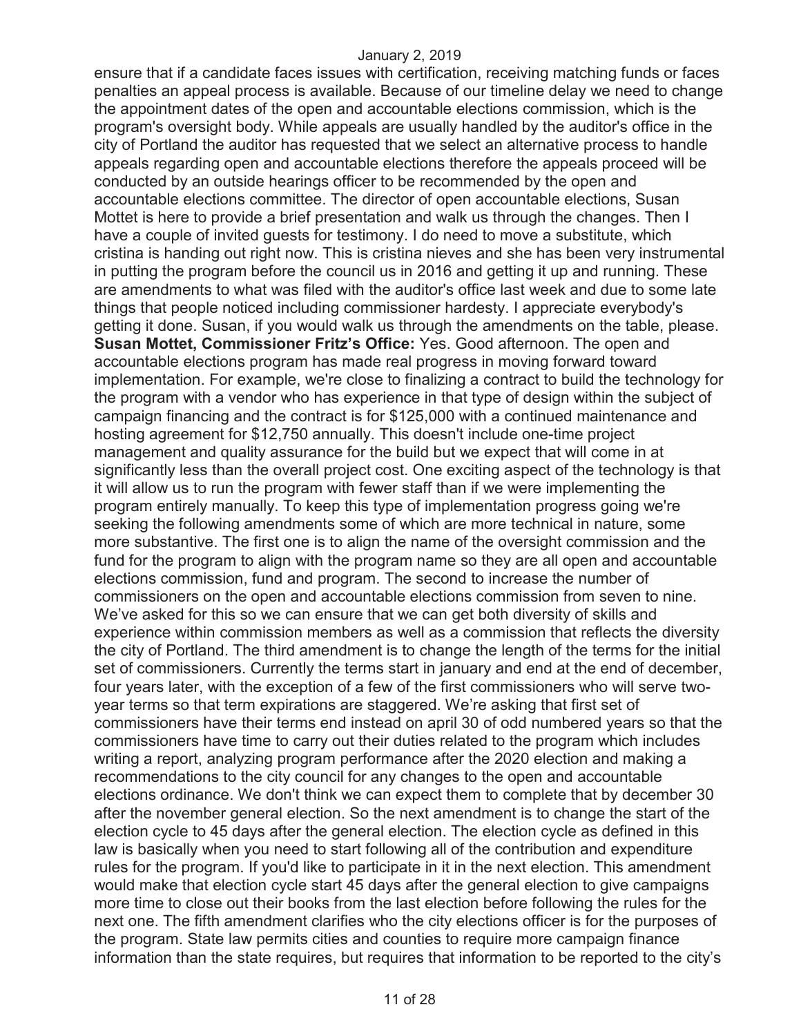ensure that if a candidate faces issues with certification, receiving matching funds or faces penalties an appeal process is available. Because of our timeline delay we need to change the appointment dates of the open and accountable elections commission, which is the program's oversight body. While appeals are usually handled by the auditor's office in the city of Portland the auditor has requested that we select an alternative process to handle appeals regarding open and accountable elections therefore the appeals proceed will be conducted by an outside hearings officer to be recommended by the open and accountable elections committee. The director of open accountable elections, Susan Mottet is here to provide a brief presentation and walk us through the changes. Then I have a couple of invited guests for testimony. I do need to move a substitute, which cristina is handing out right now. This is cristina nieves and she has been very instrumental in putting the program before the council us in 2016 and getting it up and running. These are amendments to what was filed with the auditor's office last week and due to some late things that people noticed including commissioner hardesty. I appreciate everybody's getting it done. Susan, if you would walk us through the amendments on the table, please.

**Susan Mottet, Commissioner Fritz's Office:** Yes. Good afternoon. The open and accountable elections program has made real progress in moving forward toward implementation. For example, we're close to finalizing a contract to build the technology for the program with a vendor who has experience in that type of design within the subject of campaign financing and the contract is for $125,000 with a continued maintenance and hosting agreement for $12,750 annually. This doesn't include one-time project management and quality assurance for the build but we expect that will come in at significantly less than the overall project cost. One exciting aspect of the technology is that it will allow us to run the program with fewer staff than if we were implementing the program entirely manually. To keep this type of implementation progress going we're seeking the following amendments some of which are more technical in nature, some more substantive. The first one is to align the name of the oversight commission and the fund for the program to align with the program name so they are all open and accountable elections commission, fund and program. The second to increase the number of commissioners on the open and accountable elections commission from seven to nine. We've asked for this so we can ensure that we can get both diversity of skills and experience within commission members as well as a commission that reflects the diversity the city of Portland. The third amendment is to change the length of the terms for the initial set of commissioners. Currently the terms start in january and end at the end of december, four years later, with the exception of a few of the first commissioners who will serve two-year terms so that term expirations are staggered. We're asking that first set of commissioners have their terms end instead on april 30 of odd numbered years so that the commissioners have time to carry out their duties related to the program which includes writing a report, analyzing program performance after the 2020 election and making a recommendations to the city council for any changes to the open and accountable elections ordinance. We don't think we can expect them to complete that by december 30 after the november general election. So the next amendment is to change the start of the election cycle to 45 days after the general election. The election cycle as defined in this law is basically when you need to start following all of the contribution and expenditure rules for the program. If you'd like to participate in it in the next election. This amendment would make that election cycle start 45 days after the general election to give campaigns more time to close out their books from the last election before following the rules for the next one. The fifth amendment clarifies who the city elections officer is for the purposes of the program. State law permits cities and counties to require more campaign finance information than the state requires, but requires that information to be reported to the city's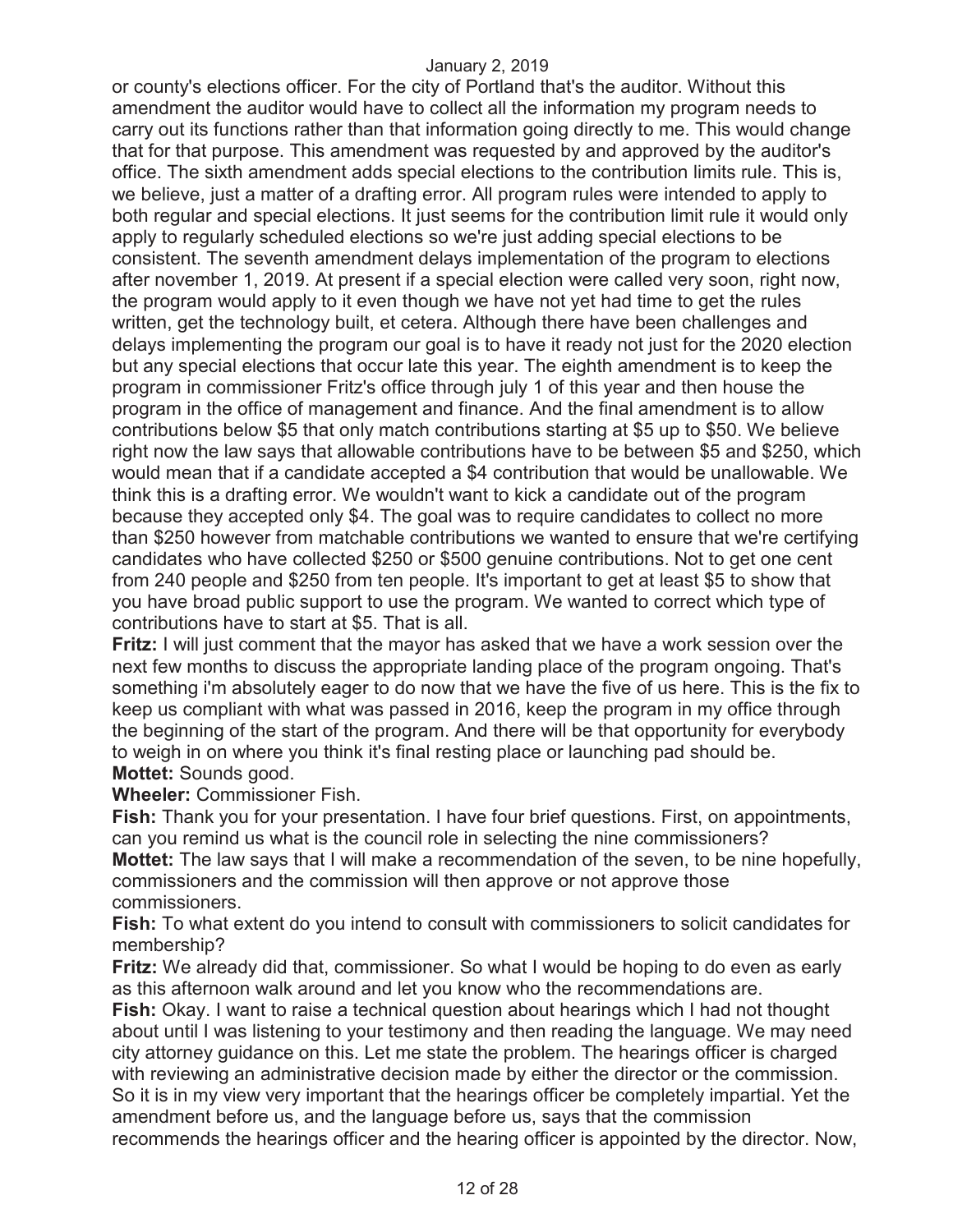or county's elections officer. For the city of Portland that's the auditor. Without this amendment the auditor would have to collect all the information my program needs to carry out its functions rather than that information going directly to me. This would change that for that purpose. This amendment was requested by and approved by the auditor's office. The sixth amendment adds special elections to the contribution limits rule. This is, we believe, just a matter of a drafting error. All program rules were intended to apply to both regular and special elections. It just seems for the contribution limit rule it would only apply to regularly scheduled elections so we're just adding special elections to be consistent. The seventh amendment delays implementation of the program to elections after november 1, 2019. At present if a special election were called very soon, right now, the program would apply to it even though we have not yet had time to get the rules written, get the technology built, et cetera. Although there have been challenges and delays implementing the program our goal is to have it ready not just for the 2020 election but any special elections that occur late this year. The eighth amendment is to keep the program in commissioner Fritz's office through july 1 of this year and then house the program in the office of management and finance. And the final amendment is to allow contributions below $5 that only match contributions starting at $5 up to $50. We believe right now the law says that allowable contributions have to be between $5 and $250, which would mean that if a candidate accepted a $4 contribution that would be unallowable. We think this is a drafting error. We wouldn't want to kick a candidate out of the program because they accepted only $4. The goal was to require candidates to collect no more than $250 however from matchable contributions we wanted to ensure that we're certifying candidates who have collected $250 or $500 genuine contributions. Not to get one cent from 240 people and $250 from ten people. It's important to get at least $5 to show that you have broad public support to use the program. We wanted to correct which type of contributions have to start at $5. That is all.

**Fritz:** I will just comment that the mayor has asked that we have a work session over the next few months to discuss the appropriate landing place of the program ongoing. That's something i'm absolutely eager to do now that we have the five of us here. This is the fix to keep us compliant with what was passed in 2016, keep the program in my office through the beginning of the start of the program. And there will be that opportunity for everybody to weigh in on where you think it's final resting place or launching pad should be.

**Mottet:** Sounds good.

**Wheeler:** Commissioner Fish.

**Fish:** Thank you for your presentation. I have four brief questions. First, on appointments, can you remind us what is the council role in selecting the nine commissioners?

**Mottet:** The law says that I will make a recommendation of the seven, to be nine hopefully, commissioners and the commission will then approve or not approve those commissioners.

**Fish:** To what extent do you intend to consult with commissioners to solicit candidates for membership?

**Fritz:** We already did that, commissioner. So what I would be hoping to do even as early as this afternoon walk around and let you know who the recommendations are.

**Fish:** Okay. I want to raise a technical question about hearings which I had not thought about until I was listening to your testimony and then reading the language. We may need city attorney guidance on this. Let me state the problem. The hearings officer is charged with reviewing an administrative decision made by either the director or the commission. So it is in my view very important that the hearings officer be completely impartial. Yet the amendment before us, and the language before us, says that the commission recommends the hearings officer and the hearing officer is appointed by the director. Now,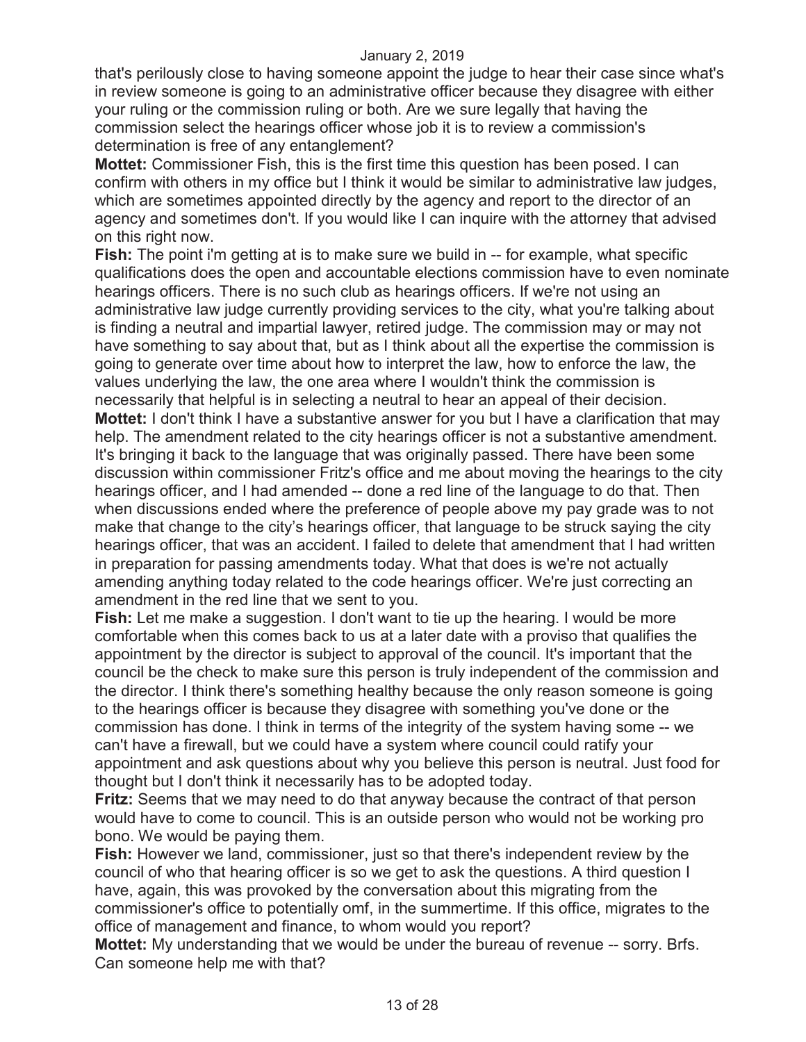that's perilously close to having someone appoint the judge to hear their case since what's in review someone is going to an administrative officer because they disagree with either your ruling or the commission ruling or both. Are we sure legally that having the commission select the hearings officer whose job it is to review a commission's determination is free of any entanglement?

**Mottet:** Commissioner Fish, this is the first time this question has been posed. I can confirm with others in my office but I think it would be similar to administrative law judges, which are sometimes appointed directly by the agency and report to the director of an agency and sometimes don't. If you would like I can inquire with the attorney that advised on this right now.

**Fish:** The point i'm getting at is to make sure we build in -- for example, what specific qualifications does the open and accountable elections commission have to even nominate hearings officers. There is no such club as hearings officers. If we're not using an administrative law judge currently providing services to the city, what you're talking about is finding a neutral and impartial lawyer, retired judge. The commission may or may not have something to say about that, but as I think about all the expertise the commission is going to generate over time about how to interpret the law, how to enforce the law, the values underlying the law, the one area where I wouldn't think the commission is necessarily that helpful is in selecting a neutral to hear an appeal of their decision.

**Mottet:** I don't think I have a substantive answer for you but I have a clarification that may help. The amendment related to the city hearings officer is not a substantive amendment. It's bringing it back to the language that was originally passed. There have been some discussion within commissioner Fritz's office and me about moving the hearings to the city hearings officer, and I had amended -- done a red line of the language to do that. Then when discussions ended where the preference of people above my pay grade was to not make that change to the city's hearings officer, that language to be struck saying the city hearings officer, that was an accident. I failed to delete that amendment that I had written in preparation for passing amendments today. What that does is we're not actually amending anything today related to the code hearings officer. We're just correcting an amendment in the red line that we sent to you.

**Fish:** Let me make a suggestion. I don't want to tie up the hearing. I would be more comfortable when this comes back to us at a later date with a proviso that qualifies the appointment by the director is subject to approval of the council. It's important that the council be the check to make sure this person is truly independent of the commission and the director. I think there's something healthy because the only reason someone is going to the hearings officer is because they disagree with something you've done or the commission has done. I think in terms of the integrity of the system having some -- we can't have a firewall, but we could have a system where council could ratify your appointment and ask questions about why you believe this person is neutral. Just food for thought but I don't think it necessarily has to be adopted today.

**Fritz:** Seems that we may need to do that anyway because the contract of that person would have to come to council. This is an outside person who would not be working pro bono. We would be paying them.

**Fish:** However we land, commissioner, just so that there's independent review by the council of who that hearing officer is so we get to ask the questions. A third question I have, again, this was provoked by the conversation about this migrating from the commissioner's office to potentially omf, in the summertime. If this office, migrates to the office of management and finance, to whom would you report?

**Mottet:** My understanding that we would be under the bureau of revenue -- sorry. Brfs. Can someone help me with that?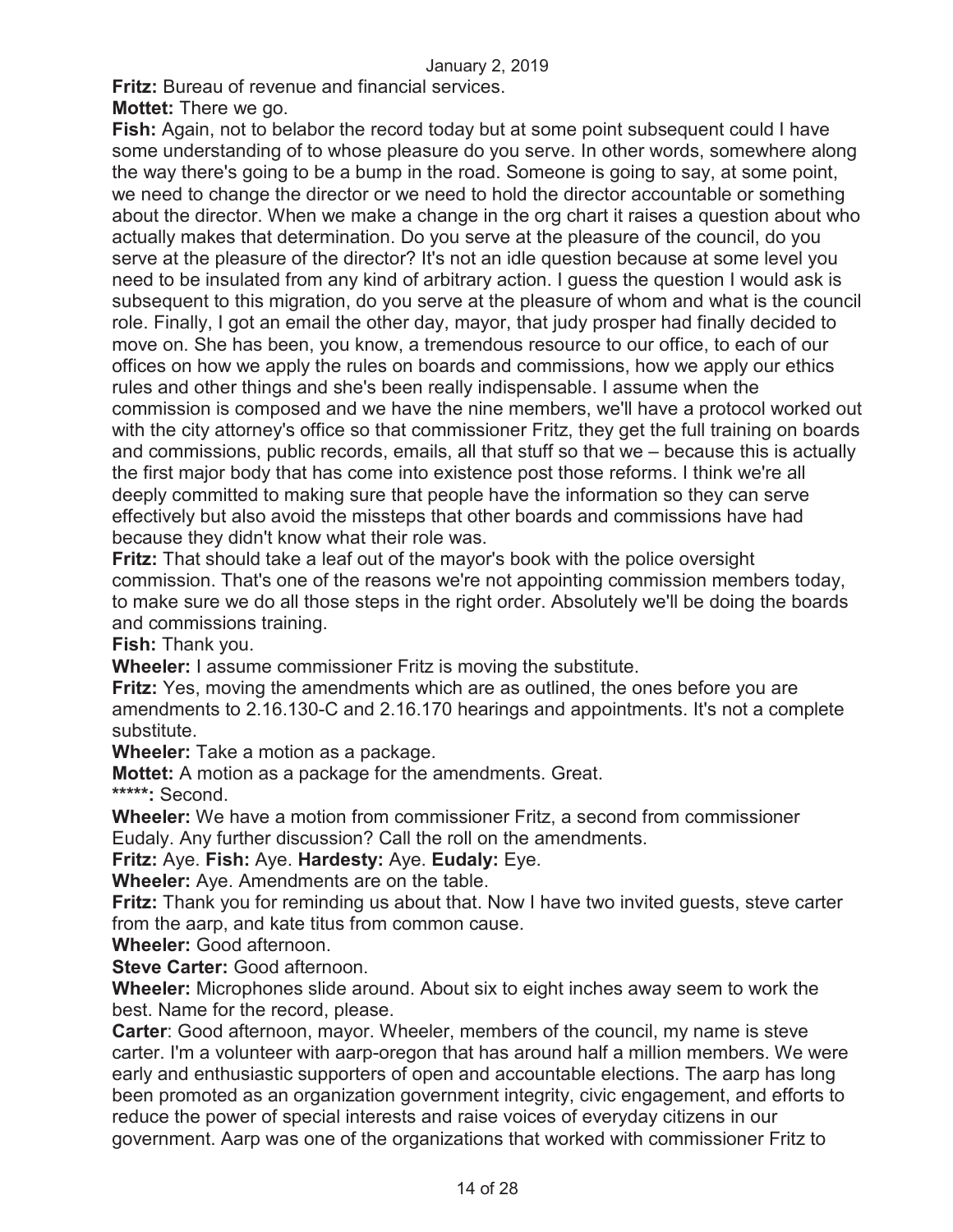**Fritz:** Bureau of revenue and financial services.

**Mottet:** There we go.

**Fish:** Again, not to belabor the record today but at some point subsequent could I have some understanding of to whose pleasure do you serve. In other words, somewhere along the way there's going to be a bump in the road. Someone is going to say, at some point, we need to change the director or we need to hold the director accountable or something about the director. When we make a change in the org chart it raises a question about who actually makes that determination. Do you serve at the pleasure of the council, do you serve at the pleasure of the director? It's not an idle question because at some level you need to be insulated from any kind of arbitrary action. I guess the question I would ask is subsequent to this migration, do you serve at the pleasure of whom and what is the council role. Finally, I got an email the other day, mayor, that judy prosper had finally decided to move on. She has been, you know, a tremendous resource to our office, to each of our offices on how we apply the rules on boards and commissions, how we apply our ethics rules and other things and she's been really indispensable. I assume when the commission is composed and we have the nine members, we'll have a protocol worked out with the city attorney's office so that commissioner Fritz, they get the full training on boards and commissions, public records, emails, all that stuff so that we – because this is actually the first major body that has come into existence post those reforms. I think we're all deeply committed to making sure that people have the information so they can serve effectively but also avoid the missteps that other boards and commissions have had because they didn't know what their role was.

**Fritz:** That should take a leaf out of the mayor's book with the police oversight commission. That's one of the reasons we're not appointing commission members today, to make sure we do all those steps in the right order. Absolutely we'll be doing the boards and commissions training.

**Fish:** Thank you.

**Wheeler:** I assume commissioner Fritz is moving the substitute.

**Fritz:** Yes, moving the amendments which are as outlined, the ones before you are amendments to 2.16.130-C and 2.16.170 hearings and appointments. It's not a complete substitute.

**Wheeler:** Take a motion as a package.

**Mottet:** A motion as a package for the amendments. Great.

*****: Second.

**Wheeler:** We have a motion from commissioner Fritz, a second from commissioner Eudaly. Any further discussion? Call the roll on the amendments.

**Fritz:** Aye. **Fish:** Aye. **Hardesty:** Aye. **Eudaly:** Eye.

**Wheeler:** Aye. Amendments are on the table.

**Fritz:** Thank you for reminding us about that. Now I have two invited guests, steve carter from the aarp, and kate titus from common cause.

**Wheeler:** Good afternoon.

**Steve Carter:** Good afternoon.

**Wheeler:** Microphones slide around. About six to eight inches away seem to work the best. Name for the record, please.

**Carter**: Good afternoon, mayor. Wheeler, members of the council, my name is steve carter. I'm a volunteer with aarp-oregon that has around half a million members. We were early and enthusiastic supporters of open and accountable elections. The aarp has long been promoted as an organization government integrity, civic engagement, and efforts to reduce the power of special interests and raise voices of everyday citizens in our government. Aarp was one of the organizations that worked with commissioner Fritz to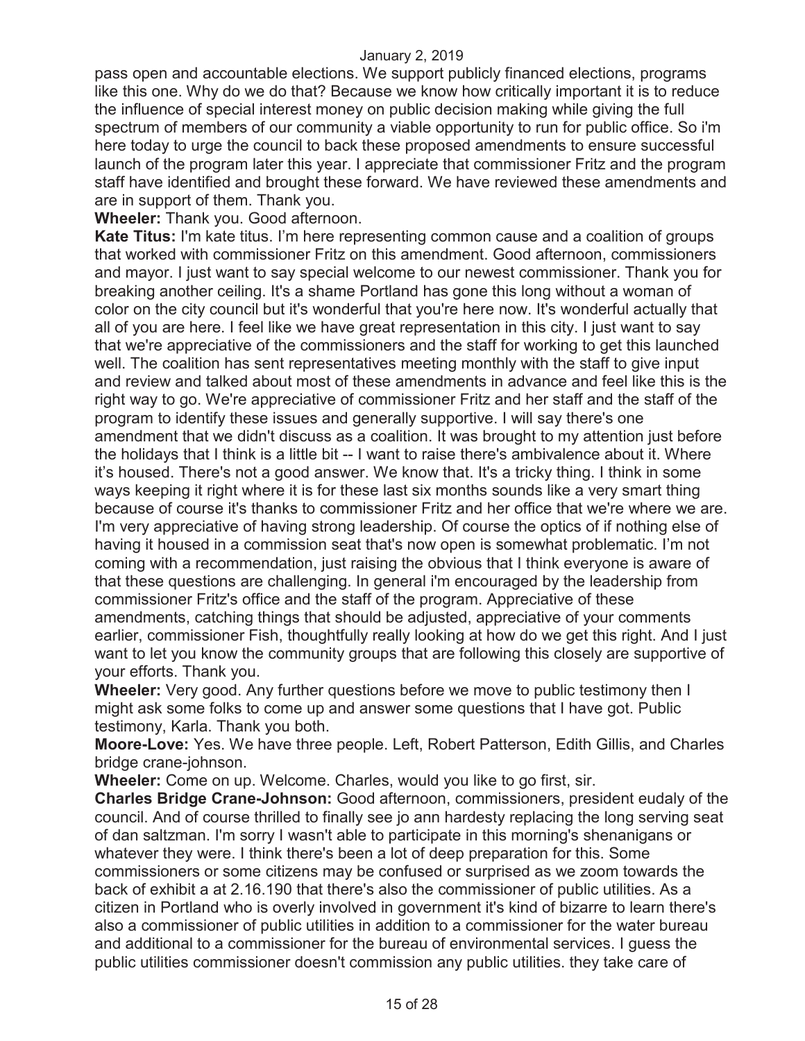pass open and accountable elections. We support publicly financed elections, programs like this one. Why do we do that? Because we know how critically important it is to reduce the influence of special interest money on public decision making while giving the full spectrum of members of our community a viable opportunity to run for public office. So i'm here today to urge the council to back these proposed amendments to ensure successful launch of the program later this year. I appreciate that commissioner Fritz and the program staff have identified and brought these forward. We have reviewed these amendments and are in support of them. Thank you.

**Wheeler:** Thank you. Good afternoon.

**Kate Titus:** I'm kate titus. I'm here representing common cause and a coalition of groups that worked with commissioner Fritz on this amendment. Good afternoon, commissioners and mayor. I just want to say special welcome to our newest commissioner. Thank you for breaking another ceiling. It's a shame Portland has gone this long without a woman of color on the city council but it's wonderful that you're here now. It's wonderful actually that all of you are here. I feel like we have great representation in this city. I just want to say that we're appreciative of the commissioners and the staff for working to get this launched well. The coalition has sent representatives meeting monthly with the staff to give input and review and talked about most of these amendments in advance and feel like this is the right way to go. We're appreciative of commissioner Fritz and her staff and the staff of the program to identify these issues and generally supportive. I will say there's one amendment that we didn't discuss as a coalition. It was brought to my attention just before the holidays that I think is a little bit -- I want to raise there's ambivalence about it. Where it's housed. There's not a good answer. We know that. It's a tricky thing. I think in some ways keeping it right where it is for these last six months sounds like a very smart thing because of course it's thanks to commissioner Fritz and her office that we're where we are. I'm very appreciative of having strong leadership. Of course the optics of if nothing else of having it housed in a commission seat that's now open is somewhat problematic. I'm not coming with a recommendation, just raising the obvious that I think everyone is aware of that these questions are challenging. In general i'm encouraged by the leadership from commissioner Fritz's office and the staff of the program. Appreciative of these amendments, catching things that should be adjusted, appreciative of your comments earlier, commissioner Fish, thoughtfully really looking at how do we get this right. And I just want to let you know the community groups that are following this closely are supportive of your efforts. Thank you.

**Wheeler:** Very good. Any further questions before we move to public testimony then I might ask some folks to come up and answer some questions that I have got. Public testimony, Karla. Thank you both.

**Moore-Love:** Yes. We have three people. Left, Robert Patterson, Edith Gillis, and Charles bridge crane-johnson.

**Wheeler:** Come on up. Welcome. Charles, would you like to go first, sir.

**Charles Bridge Crane-Johnson:** Good afternoon, commissioners, president eudaly of the council. And of course thrilled to finally see jo ann hardesty replacing the long serving seat of dan saltzman. I'm sorry I wasn't able to participate in this morning's shenanigans or whatever they were. I think there's been a lot of deep preparation for this. Some commissioners or some citizens may be confused or surprised as we zoom towards the back of exhibit a at 2.16.190 that there's also the commissioner of public utilities. As a citizen in Portland who is overly involved in government it's kind of bizarre to learn there's also a commissioner of public utilities in addition to a commissioner for the water bureau and additional to a commissioner for the bureau of environmental services. I guess the public utilities commissioner doesn't commission any public utilities. they take care of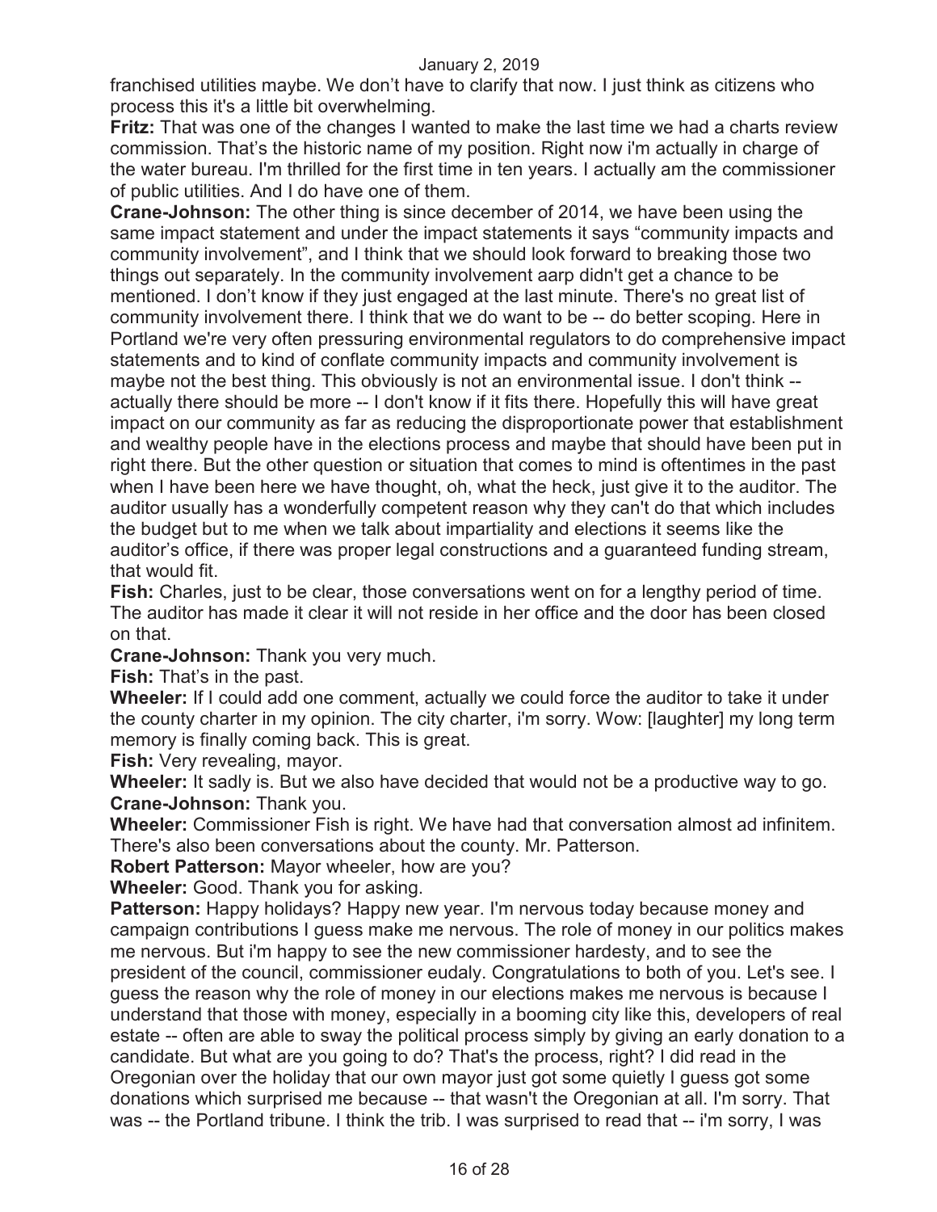franchised utilities maybe. We don't have to clarify that now. I just think as citizens who process this it's a little bit overwhelming.

**Fritz:** That was one of the changes I wanted to make the last time we had a charts review commission. That's the historic name of my position. Right now i'm actually in charge of the water bureau. I'm thrilled for the first time in ten years. I actually am the commissioner of public utilities. And I do have one of them.

**Crane-Johnson:** The other thing is since december of 2014, we have been using the same impact statement and under the impact statements it says "community impacts and community involvement", and I think that we should look forward to breaking those two things out separately. In the community involvement aarp didn't get a chance to be mentioned. I don't know if they just engaged at the last minute. There's no great list of community involvement there. I think that we do want to be -- do better scoping. Here in Portland we're very often pressuring environmental regulators to do comprehensive impact statements and to kind of conflate community impacts and community involvement is maybe not the best thing. This obviously is not an environmental issue. I don't think -- actually there should be more -- I don't know if it fits there. Hopefully this will have great impact on our community as far as reducing the disproportionate power that establishment and wealthy people have in the elections process and maybe that should have been put in right there. But the other question or situation that comes to mind is oftentimes in the past when I have been here we have thought, oh, what the heck, just give it to the auditor. The auditor usually has a wonderfully competent reason why they can't do that which includes the budget but to me when we talk about impartiality and elections it seems like the auditor's office, if there was proper legal constructions and a guaranteed funding stream, that would fit.

**Fish:** Charles, just to be clear, those conversations went on for a lengthy period of time. The auditor has made it clear it will not reside in her office and the door has been closed on that.

**Crane-Johnson:** Thank you very much.

**Fish:** That's in the past.

**Wheeler:** If I could add one comment, actually we could force the auditor to take it under the county charter in my opinion. The city charter, i'm sorry. Wow: [laughter] my long term memory is finally coming back. This is great.

**Fish:** Very revealing, mayor.

**Wheeler:** It sadly is. But we also have decided that would not be a productive way to go.

**Crane-Johnson:** Thank you.

**Wheeler:** Commissioner Fish is right. We have had that conversation almost ad infinitem. There's also been conversations about the county. Mr. Patterson.

**Robert Patterson:** Mayor wheeler, how are you?

**Wheeler:** Good. Thank you for asking.

**Patterson:** Happy holidays? Happy new year. I'm nervous today because money and campaign contributions I guess make me nervous. The role of money in our politics makes me nervous. But i'm happy to see the new commissioner hardesty, and to see the president of the council, commissioner eudaly. Congratulations to both of you. Let's see. I guess the reason why the role of money in our elections makes me nervous is because I understand that those with money, especially in a booming city like this, developers of real estate -- often are able to sway the political process simply by giving an early donation to a candidate. But what are you going to do? That's the process, right? I did read in the Oregonian over the holiday that our own mayor just got some quietly I guess got some donations which surprised me because -- that wasn't the Oregonian at all. I'm sorry. That was -- the Portland tribune. I think the trib. I was surprised to read that -- i'm sorry, I was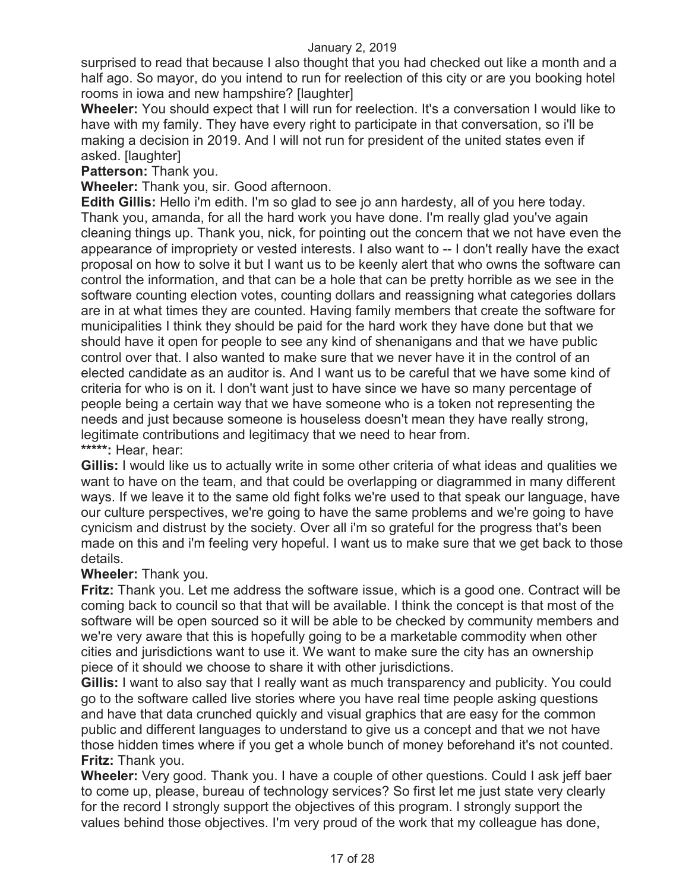surprised to read that because I also thought that you had checked out like a month and a half ago. So mayor, do you intend to run for reelection of this city or are you booking hotel rooms in iowa and new hampshire? [laughter]

**Wheeler:** You should expect that I will run for reelection. It's a conversation I would like to have with my family. They have every right to participate in that conversation, so i'll be making a decision in 2019. And I will not run for president of the united states even if asked. [laughter]

**Patterson:** Thank you.

**Wheeler:** Thank you, sir. Good afternoon.

**Edith Gillis:** Hello i'm edith. I'm so glad to see jo ann hardesty, all of you here today. Thank you, amanda, for all the hard work you have done. I'm really glad you've again cleaning things up. Thank you, nick, for pointing out the concern that we not have even the appearance of impropriety or vested interests. I also want to -- I don't really have the exact proposal on how to solve it but I want us to be keenly alert that who owns the software can control the information, and that can be a hole that can be pretty horrible as we see in the software counting election votes, counting dollars and reassigning what categories dollars are in at what times they are counted. Having family members that create the software for municipalities I think they should be paid for the hard work they have done but that we should have it open for people to see any kind of shenanigans and that we have public control over that. I also wanted to make sure that we never have it in the control of an elected candidate as an auditor is. And I want us to be careful that we have some kind of criteria for who is on it. I don't want just to have since we have so many percentage of people being a certain way that we have someone who is a token not representing the needs and just because someone is houseless doesn't mean they have really strong, legitimate contributions and legitimacy that we need to hear from.

**\*\*\*\*\*:** Hear, hear:

**Gillis:** I would like us to actually write in some other criteria of what ideas and qualities we want to have on the team, and that could be overlapping or diagrammed in many different ways. If we leave it to the same old fight folks we're used to that speak our language, have our culture perspectives, we're going to have the same problems and we're going to have cynicism and distrust by the society. Over all i'm so grateful for the progress that's been made on this and i'm feeling very hopeful. I want us to make sure that we get back to those details.

**Wheeler:** Thank you.

**Fritz:** Thank you. Let me address the software issue, which is a good one. Contract will be coming back to council so that that will be available. I think the concept is that most of the software will be open sourced so it will be able to be checked by community members and we're very aware that this is hopefully going to be a marketable commodity when other cities and jurisdictions want to use it. We want to make sure the city has an ownership piece of it should we choose to share it with other jurisdictions.

**Gillis:** I want to also say that I really want as much transparency and publicity. You could go to the software called live stories where you have real time people asking questions and have that data crunched quickly and visual graphics that are easy for the common public and different languages to understand to give us a concept and that we not have those hidden times where if you get a whole bunch of money beforehand it's not counted.

**Fritz:** Thank you.

**Wheeler:** Very good. Thank you. I have a couple of other questions. Could I ask jeff baer to come up, please, bureau of technology services? So first let me just state very clearly for the record I strongly support the objectives of this program. I strongly support the values behind those objectives. I'm very proud of the work that my colleague has done,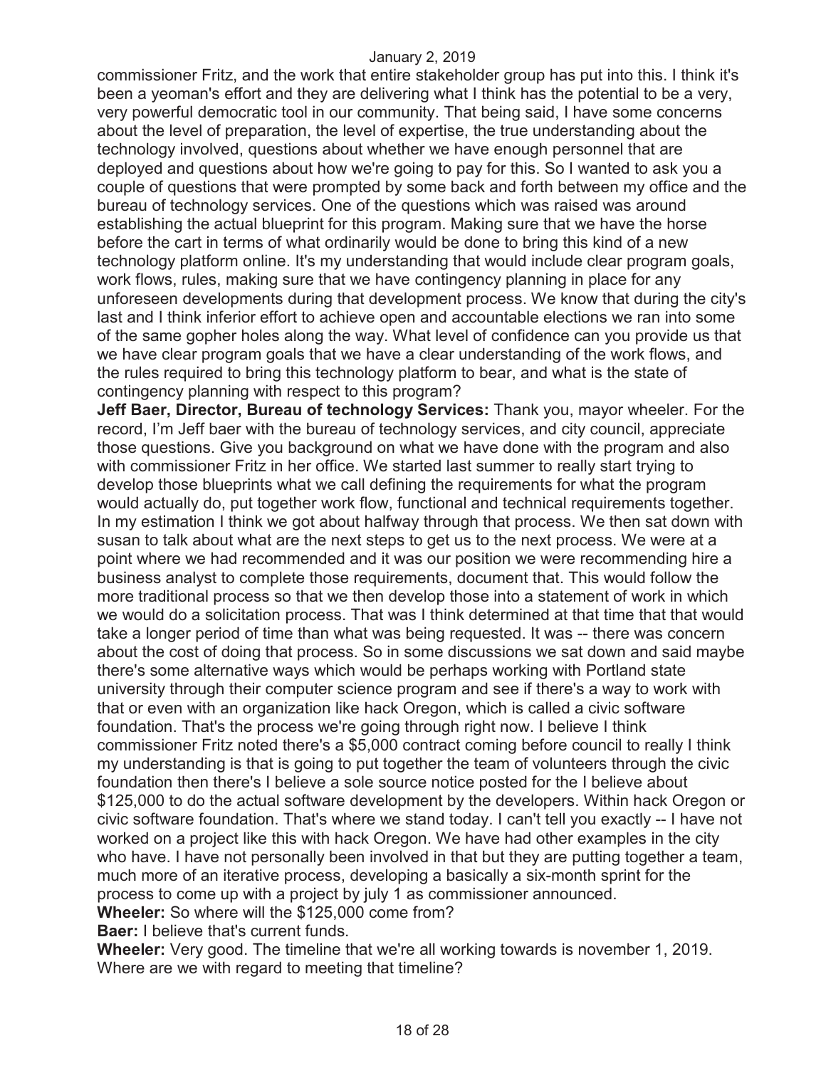commissioner Fritz, and the work that entire stakeholder group has put into this. I think it's been a yeoman's effort and they are delivering what I think has the potential to be a very, very powerful democratic tool in our community. That being said, I have some concerns about the level of preparation, the level of expertise, the true understanding about the technology involved, questions about whether we have enough personnel that are deployed and questions about how we're going to pay for this. So I wanted to ask you a couple of questions that were prompted by some back and forth between my office and the bureau of technology services. One of the questions which was raised was around establishing the actual blueprint for this program. Making sure that we have the horse before the cart in terms of what ordinarily would be done to bring this kind of a new technology platform online. It's my understanding that would include clear program goals, work flows, rules, making sure that we have contingency planning in place for any unforeseen developments during that development process. We know that during the city's last and I think inferior effort to achieve open and accountable elections we ran into some of the same gopher holes along the way. What level of confidence can you provide us that we have clear program goals that we have a clear understanding of the work flows, and the rules required to bring this technology platform to bear, and what is the state of contingency planning with respect to this program?

**Jeff Baer, Director, Bureau of technology Services:** Thank you, mayor wheeler. For the record, I'm Jeff baer with the bureau of technology services, and city council, appreciate those questions. Give you background on what we have done with the program and also with commissioner Fritz in her office. We started last summer to really start trying to develop those blueprints what we call defining the requirements for what the program would actually do, put together work flow, functional and technical requirements together. In my estimation I think we got about halfway through that process. We then sat down with susan to talk about what are the next steps to get us to the next process. We were at a point where we had recommended and it was our position we were recommending hire a business analyst to complete those requirements, document that. This would follow the more traditional process so that we then develop those into a statement of work in which we would do a solicitation process. That was I think determined at that time that that would take a longer period of time than what was being requested. It was -- there was concern about the cost of doing that process. So in some discussions we sat down and said maybe there's some alternative ways which would be perhaps working with Portland state university through their computer science program and see if there's a way to work with that or even with an organization like hack Oregon, which is called a civic software foundation. That's the process we're going through right now. I believe I think commissioner Fritz noted there's a $5,000 contract coming before council to really I think my understanding is that is going to put together the team of volunteers through the civic foundation then there's I believe a sole source notice posted for the I believe about $125,000 to do the actual software development by the developers. Within hack Oregon or civic software foundation. That's where we stand today. I can't tell you exactly -- I have not worked on a project like this with hack Oregon. We have had other examples in the city who have. I have not personally been involved in that but they are putting together a team, much more of an iterative process, developing a basically a six-month sprint for the process to come up with a project by july 1 as commissioner announced.

**Wheeler:** So where will the $125,000 come from?

**Baer:** I believe that's current funds.

**Wheeler:** Very good. The timeline that we're all working towards is november 1, 2019. Where are we with regard to meeting that timeline?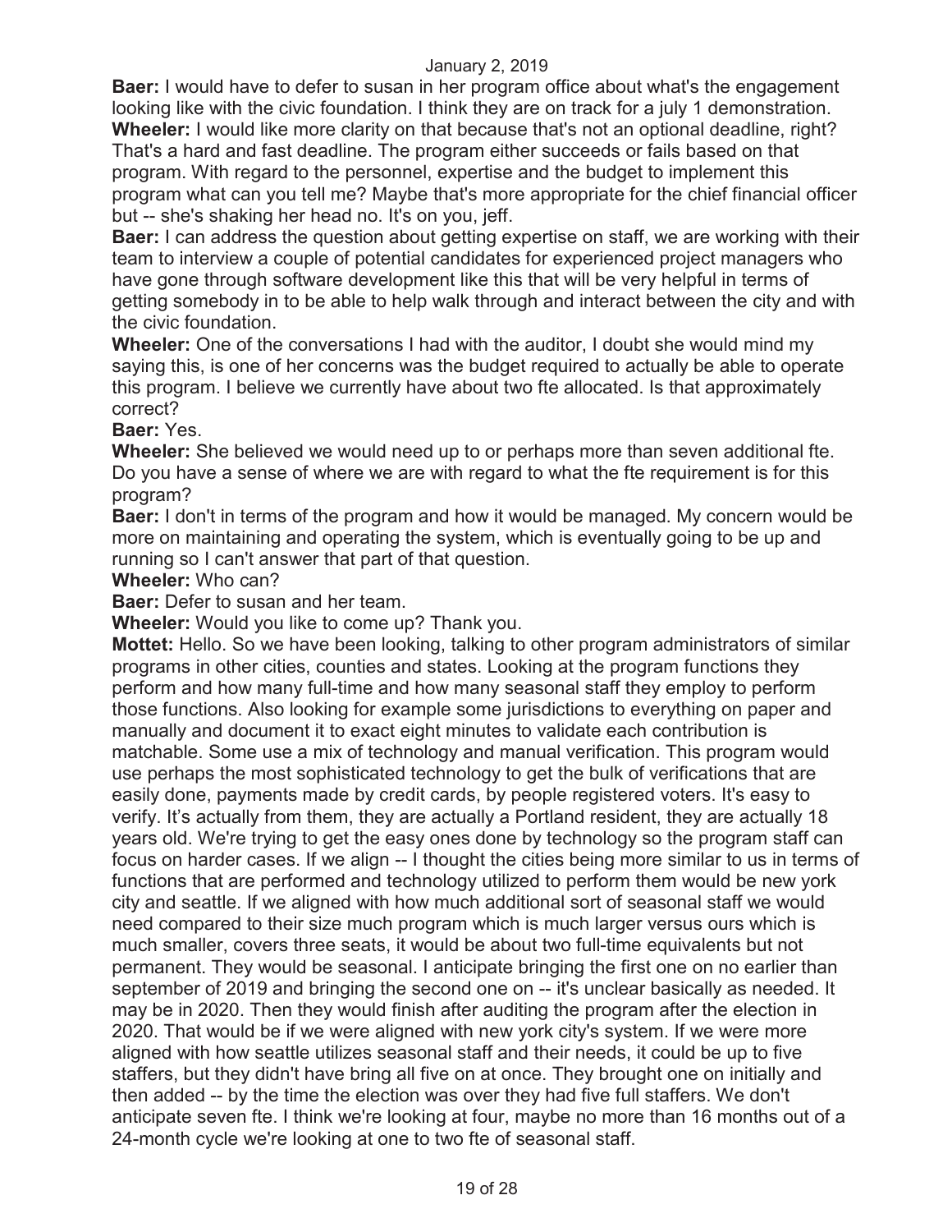**Baer:** I would have to defer to susan in her program office about what's the engagement looking like with the civic foundation. I think they are on track for a july 1 demonstration.

**Wheeler:** I would like more clarity on that because that's not an optional deadline, right? That's a hard and fast deadline. The program either succeeds or fails based on that program. With regard to the personnel, expertise and the budget to implement this program what can you tell me? Maybe that's more appropriate for the chief financial officer but -- she's shaking her head no. It's on you, jeff.

**Baer:** I can address the question about getting expertise on staff, we are working with their team to interview a couple of potential candidates for experienced project managers who have gone through software development like this that will be very helpful in terms of getting somebody in to be able to help walk through and interact between the city and with the civic foundation.

**Wheeler:** One of the conversations I had with the auditor, I doubt she would mind my saying this, is one of her concerns was the budget required to actually be able to operate this program. I believe we currently have about two fte allocated. Is that approximately correct?

**Baer:** Yes.

**Wheeler:** She believed we would need up to or perhaps more than seven additional fte. Do you have a sense of where we are with regard to what the fte requirement is for this program?

**Baer:** I don't in terms of the program and how it would be managed. My concern would be more on maintaining and operating the system, which is eventually going to be up and running so I can't answer that part of that question.

**Wheeler:** Who can?

**Baer:** Defer to susan and her team.

**Wheeler:** Would you like to come up? Thank you.

**Mottet:** Hello. So we have been looking, talking to other program administrators of similar programs in other cities, counties and states. Looking at the program functions they perform and how many full-time and how many seasonal staff they employ to perform those functions. Also looking for example some jurisdictions to everything on paper and manually and document it to exact eight minutes to validate each contribution is matchable. Some use a mix of technology and manual verification. This program would use perhaps the most sophisticated technology to get the bulk of verifications that are easily done, payments made by credit cards, by people registered voters. It's easy to verify. It's actually from them, they are actually a Portland resident, they are actually 18 years old. We're trying to get the easy ones done by technology so the program staff can focus on harder cases. If we align -- I thought the cities being more similar to us in terms of functions that are performed and technology utilized to perform them would be new york city and seattle. If we aligned with how much additional sort of seasonal staff we would need compared to their size much program which is much larger versus ours which is much smaller, covers three seats, it would be about two full-time equivalents but not permanent. They would be seasonal. I anticipate bringing the first one on no earlier than september of 2019 and bringing the second one on -- it's unclear basically as needed. It may be in 2020. Then they would finish after auditing the program after the election in 2020. That would be if we were aligned with new york city's system. If we were more aligned with how seattle utilizes seasonal staff and their needs, it could be up to five staffers, but they didn't have bring all five on at once. They brought one on initially and then added -- by the time the election was over they had five full staffers. We don't anticipate seven fte. I think we're looking at four, maybe no more than 16 months out of a 24-month cycle we're looking at one to two fte of seasonal staff.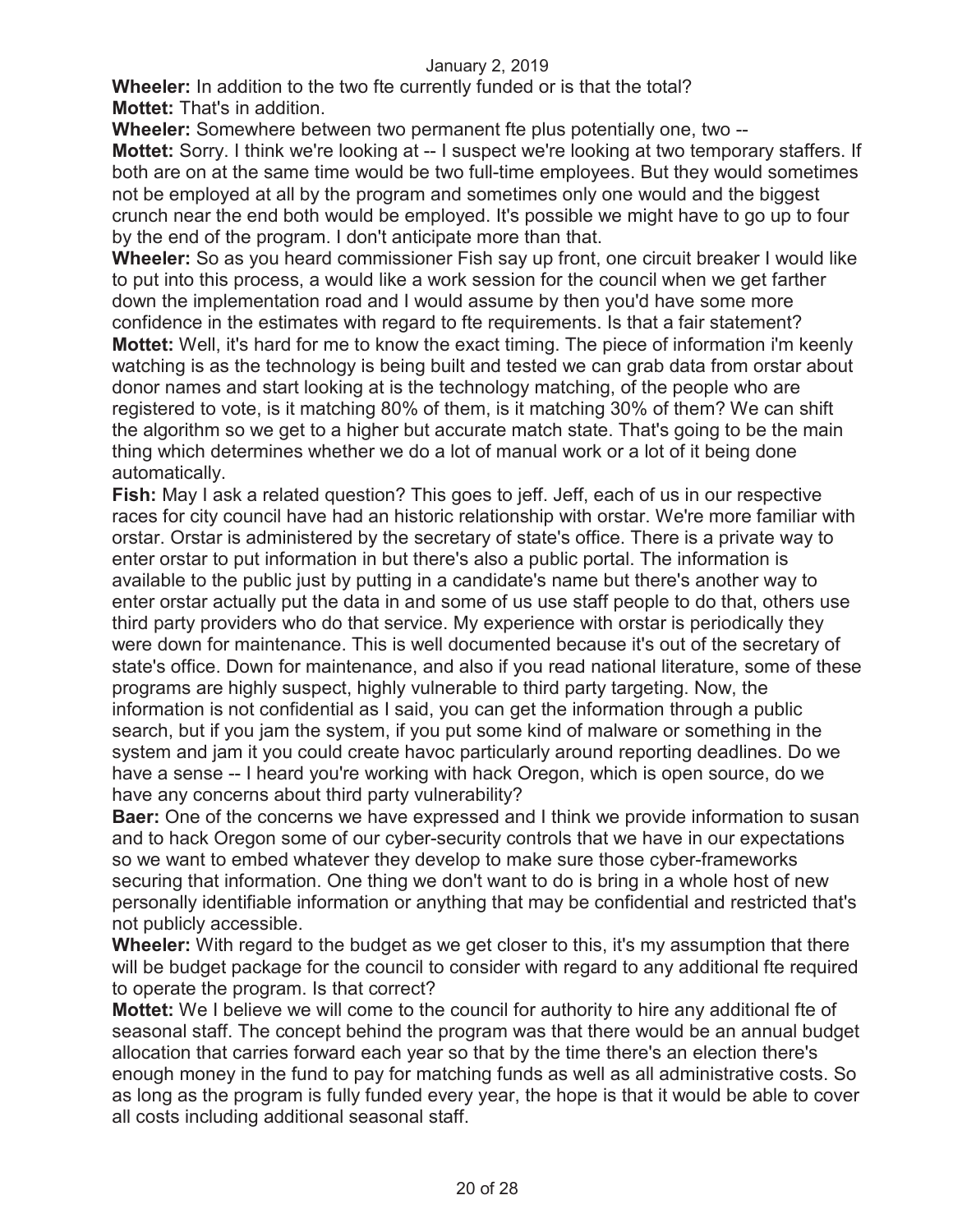**Wheeler:** In addition to the two fte currently funded or is that the total?

**Mottet:** That's in addition.

**Wheeler:** Somewhere between two permanent fte plus potentially one, two --

**Mottet:** Sorry. I think we're looking at -- I suspect we're looking at two temporary staffers. If both are on at the same time would be two full-time employees. But they would sometimes not be employed at all by the program and sometimes only one would and the biggest crunch near the end both would be employed. It's possible we might have to go up to four by the end of the program. I don't anticipate more than that.

**Wheeler:** So as you heard commissioner Fish say up front, one circuit breaker I would like to put into this process, a would like a work session for the council when we get farther down the implementation road and I would assume by then you'd have some more confidence in the estimates with regard to fte requirements. Is that a fair statement?

**Mottet:** Well, it's hard for me to know the exact timing. The piece of information i'm keenly watching is as the technology is being built and tested we can grab data from orstar about donor names and start looking at is the technology matching, of the people who are registered to vote, is it matching 80% of them, is it matching 30% of them? We can shift the algorithm so we get to a higher but accurate match state. That's going to be the main thing which determines whether we do a lot of manual work or a lot of it being done automatically.

**Fish:** May I ask a related question? This goes to jeff. Jeff, each of us in our respective races for city council have had an historic relationship with orstar. We're more familiar with orstar. Orstar is administered by the secretary of state's office. There is a private way to enter orstar to put information in but there's also a public portal. The information is available to the public just by putting in a candidate's name but there's another way to enter orstar actually put the data in and some of us use staff people to do that, others use third party providers who do that service. My experience with orstar is periodically they were down for maintenance. This is well documented because it's out of the secretary of state's office. Down for maintenance, and also if you read national literature, some of these programs are highly suspect, highly vulnerable to third party targeting. Now, the information is not confidential as I said, you can get the information through a public search, but if you jam the system, if you put some kind of malware or something in the system and jam it you could create havoc particularly around reporting deadlines. Do we have a sense -- I heard you're working with hack Oregon, which is open source, do we have any concerns about third party vulnerability?

**Baer:** One of the concerns we have expressed and I think we provide information to susan and to hack Oregon some of our cyber-security controls that we have in our expectations so we want to embed whatever they develop to make sure those cyber-frameworks securing that information. One thing we don't want to do is bring in a whole host of new personally identifiable information or anything that may be confidential and restricted that's not publicly accessible.

**Wheeler:** With regard to the budget as we get closer to this, it's my assumption that there will be budget package for the council to consider with regard to any additional fte required to operate the program. Is that correct?

**Mottet:** We I believe we will come to the council for authority to hire any additional fte of seasonal staff. The concept behind the program was that there would be an annual budget allocation that carries forward each year so that by the time there's an election there's enough money in the fund to pay for matching funds as well as all administrative costs. So as long as the program is fully funded every year, the hope is that it would be able to cover all costs including additional seasonal staff.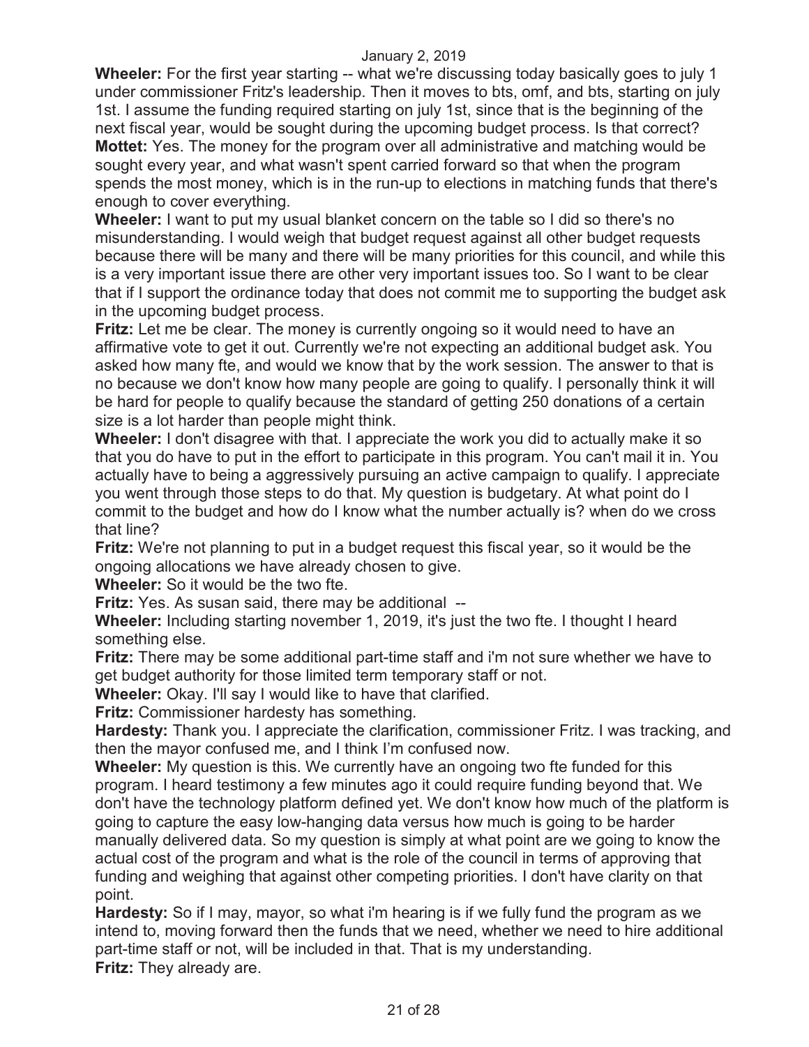**Wheeler:** For the first year starting -- what we're discussing today basically goes to july 1 under commissioner Fritz's leadership. Then it moves to bts, omf, and bts, starting on july 1st. I assume the funding required starting on july 1st, since that is the beginning of the next fiscal year, would be sought during the upcoming budget process. Is that correct?
**Mottet:** Yes. The money for the program over all administrative and matching would be sought every year, and what wasn't spent carried forward so that when the program spends the most money, which is in the run-up to elections in matching funds that there's enough to cover everything.
**Wheeler:** I want to put my usual blanket concern on the table so I did so there's no misunderstanding. I would weigh that budget request against all other budget requests because there will be many and there will be many priorities for this council, and while this is a very important issue there are other very important issues too. So I want to be clear that if I support the ordinance today that does not commit me to supporting the budget ask in the upcoming budget process.
**Fritz:** Let me be clear. The money is currently ongoing so it would need to have an affirmative vote to get it out. Currently we're not expecting an additional budget ask. You asked how many fte, and would we know that by the work session. The answer to that is no because we don't know how many people are going to qualify. I personally think it will be hard for people to qualify because the standard of getting 250 donations of a certain size is a lot harder than people might think.
**Wheeler:** I don't disagree with that. I appreciate the work you did to actually make it so that you do have to put in the effort to participate in this program. You can't mail it in. You actually have to being a aggressively pursuing an active campaign to qualify. I appreciate you went through those steps to do that. My question is budgetary. At what point do I commit to the budget and how do I know what the number actually is? when do we cross that line?
**Fritz:** We're not planning to put in a budget request this fiscal year, so it would be the ongoing allocations we have already chosen to give.
**Wheeler:** So it would be the two fte.
**Fritz:** Yes. As susan said, there may be additional --
**Wheeler:** Including starting november 1, 2019, it's just the two fte. I thought I heard something else.
**Fritz:** There may be some additional part-time staff and i'm not sure whether we have to get budget authority for those limited term temporary staff or not.
**Wheeler:** Okay. I'll say I would like to have that clarified.
**Fritz:** Commissioner hardesty has something.
**Hardesty:** Thank you. I appreciate the clarification, commissioner Fritz. I was tracking, and then the mayor confused me, and I think I'm confused now.
**Wheeler:** My question is this. We currently have an ongoing two fte funded for this program. I heard testimony a few minutes ago it could require funding beyond that. We don't have the technology platform defined yet. We don't know how much of the platform is going to capture the easy low-hanging data versus how much is going to be harder manually delivered data. So my question is simply at what point are we going to know the actual cost of the program and what is the role of the council in terms of approving that funding and weighing that against other competing priorities. I don't have clarity on that point.
**Hardesty:** So if I may, mayor, so what i'm hearing is if we fully fund the program as we intend to, moving forward then the funds that we need, whether we need to hire additional part-time staff or not, will be included in that. That is my understanding.
**Fritz:** They already are.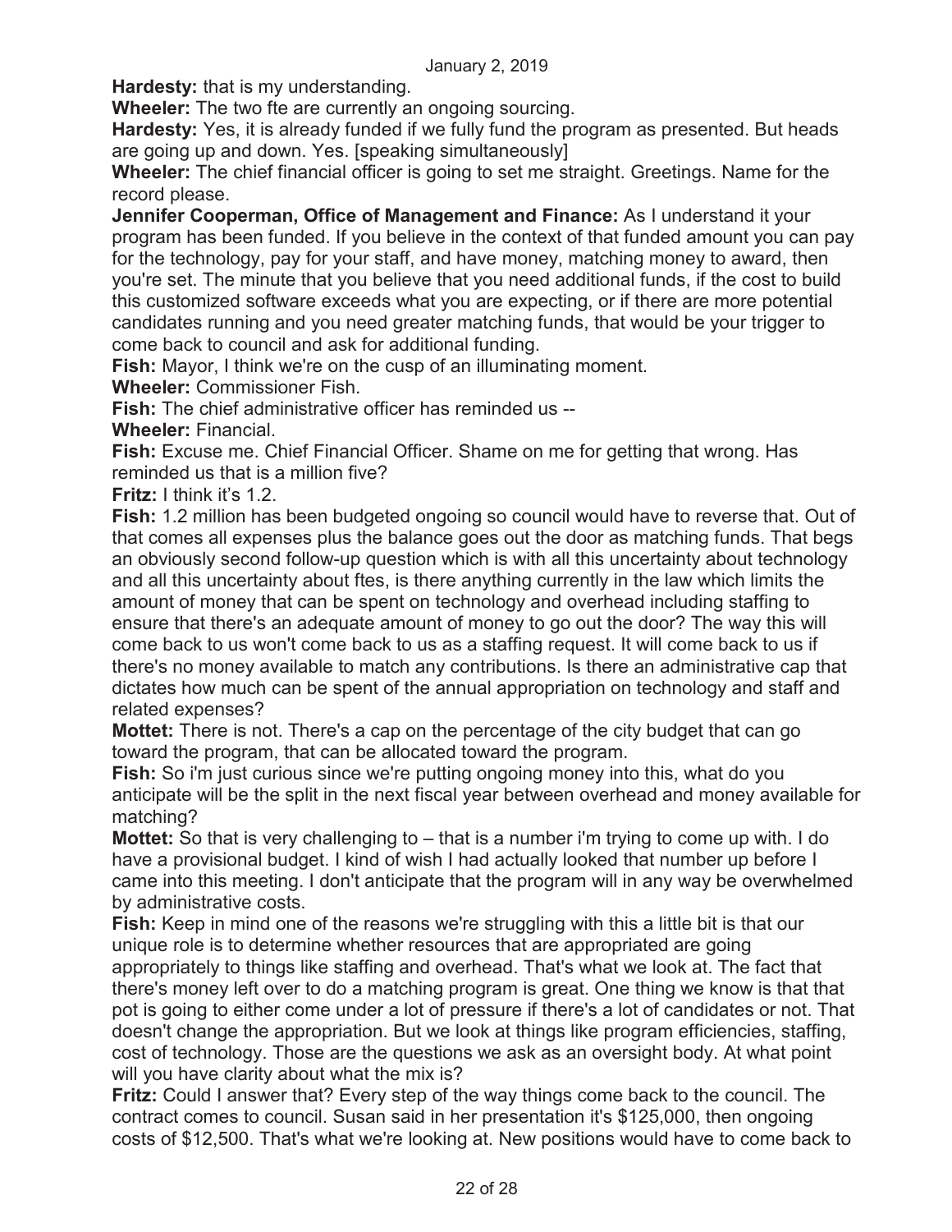**Hardesty:** that is my understanding.

**Wheeler:** The two fte are currently an ongoing sourcing.

**Hardesty:** Yes, it is already funded if we fully fund the program as presented. But heads are going up and down. Yes. [speaking simultaneously]

**Wheeler:** The chief financial officer is going to set me straight. Greetings. Name for the record please.

**Jennifer Cooperman, Office of Management and Finance:** As I understand it your program has been funded. If you believe in the context of that funded amount you can pay for the technology, pay for your staff, and have money, matching money to award, then you're set. The minute that you believe that you need additional funds, if the cost to build this customized software exceeds what you are expecting, or if there are more potential candidates running and you need greater matching funds, that would be your trigger to come back to council and ask for additional funding.

**Fish:** Mayor, I think we're on the cusp of an illuminating moment.

**Wheeler:** Commissioner Fish.

**Fish:** The chief administrative officer has reminded us --

**Wheeler:** Financial.

**Fish:** Excuse me. Chief Financial Officer. Shame on me for getting that wrong. Has reminded us that is a million five?

**Fritz:** I think it's 1.2.

**Fish:** 1.2 million has been budgeted ongoing so council would have to reverse that. Out of that comes all expenses plus the balance goes out the door as matching funds. That begs an obviously second follow-up question which is with all this uncertainty about technology and all this uncertainty about ftes, is there anything currently in the law which limits the amount of money that can be spent on technology and overhead including staffing to ensure that there's an adequate amount of money to go out the door? The way this will come back to us won't come back to us as a staffing request. It will come back to us if there's no money available to match any contributions. Is there an administrative cap that dictates how much can be spent of the annual appropriation on technology and staff and related expenses?

**Mottet:** There is not. There's a cap on the percentage of the city budget that can go toward the program, that can be allocated toward the program.

**Fish:** So i'm just curious since we're putting ongoing money into this, what do you anticipate will be the split in the next fiscal year between overhead and money available for matching?

**Mottet:** So that is very challenging to – that is a number i'm trying to come up with. I do have a provisional budget. I kind of wish I had actually looked that number up before I came into this meeting. I don't anticipate that the program will in any way be overwhelmed by administrative costs.

**Fish:** Keep in mind one of the reasons we're struggling with this a little bit is that our unique role is to determine whether resources that are appropriated are going appropriately to things like staffing and overhead. That's what we look at. The fact that there's money left over to do a matching program is great. One thing we know is that that pot is going to either come under a lot of pressure if there's a lot of candidates or not. That doesn't change the appropriation. But we look at things like program efficiencies, staffing, cost of technology. Those are the questions we ask as an oversight body. At what point will you have clarity about what the mix is?

**Fritz:** Could I answer that? Every step of the way things come back to the council. The contract comes to council. Susan said in her presentation it's $125,000, then ongoing costs of $12,500. That's what we're looking at. New positions would have to come back to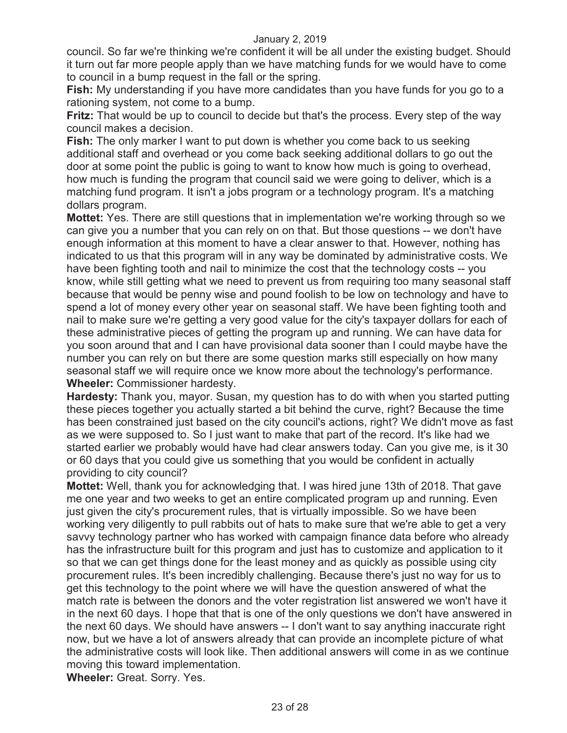council. So far we're thinking we're confident it will be all under the existing budget. Should it turn out far more people apply than we have matching funds for we would have to come to council in a bump request in the fall or the spring.

**Fish:** My understanding if you have more candidates than you have funds for you go to a rationing system, not come to a bump.

**Fritz:** That would be up to council to decide but that's the process. Every step of the way council makes a decision.

**Fish:** The only marker I want to put down is whether you come back to us seeking additional staff and overhead or you come back seeking additional dollars to go out the door at some point the public is going to want to know how much is going to overhead, how much is funding the program that council said we were going to deliver, which is a matching fund program. It isn't a jobs program or a technology program. It's a matching dollars program.

**Mottet:** Yes. There are still questions that in implementation we're working through so we can give you a number that you can rely on on that. But those questions -- we don't have enough information at this moment to have a clear answer to that. However, nothing has indicated to us that this program will in any way be dominated by administrative costs. We have been fighting tooth and nail to minimize the cost that the technology costs -- you know, while still getting what we need to prevent us from requiring too many seasonal staff because that would be penny wise and pound foolish to be low on technology and have to spend a lot of money every other year on seasonal staff. We have been fighting tooth and nail to make sure we're getting a very good value for the city's taxpayer dollars for each of these administrative pieces of getting the program up and running. We can have data for you soon around that and I can have provisional data sooner than I could maybe have the number you can rely on but there are some question marks still especially on how many seasonal staff we will require once we know more about the technology's performance.

**Wheeler:** Commissioner hardesty.

**Hardesty:** Thank you, mayor. Susan, my question has to do with when you started putting these pieces together you actually started a bit behind the curve, right? Because the time has been constrained just based on the city council's actions, right? We didn't move as fast as we were supposed to. So I just want to make that part of the record. It's like had we started earlier we probably would have had clear answers today. Can you give me, is it 30 or 60 days that you could give us something that you would be confident in actually providing to city council?

**Mottet:** Well, thank you for acknowledging that. I was hired june 13th of 2018. That gave me one year and two weeks to get an entire complicated program up and running. Even just given the city's procurement rules, that is virtually impossible. So we have been working very diligently to pull rabbits out of hats to make sure that we're able to get a very savvy technology partner who has worked with campaign finance data before who already has the infrastructure built for this program and just has to customize and application to it so that we can get things done for the least money and as quickly as possible using city procurement rules. It's been incredibly challenging. Because there's just no way for us to get this technology to the point where we will have the question answered of what the match rate is between the donors and the voter registration list answered we won't have it in the next 60 days. I hope that that is one of the only questions we don't have answered in the next 60 days. We should have answers -- I don't want to say anything inaccurate right now, but we have a lot of answers already that can provide an incomplete picture of what the administrative costs will look like. Then additional answers will come in as we continue moving this toward implementation.

**Wheeler:** Great. Sorry. Yes.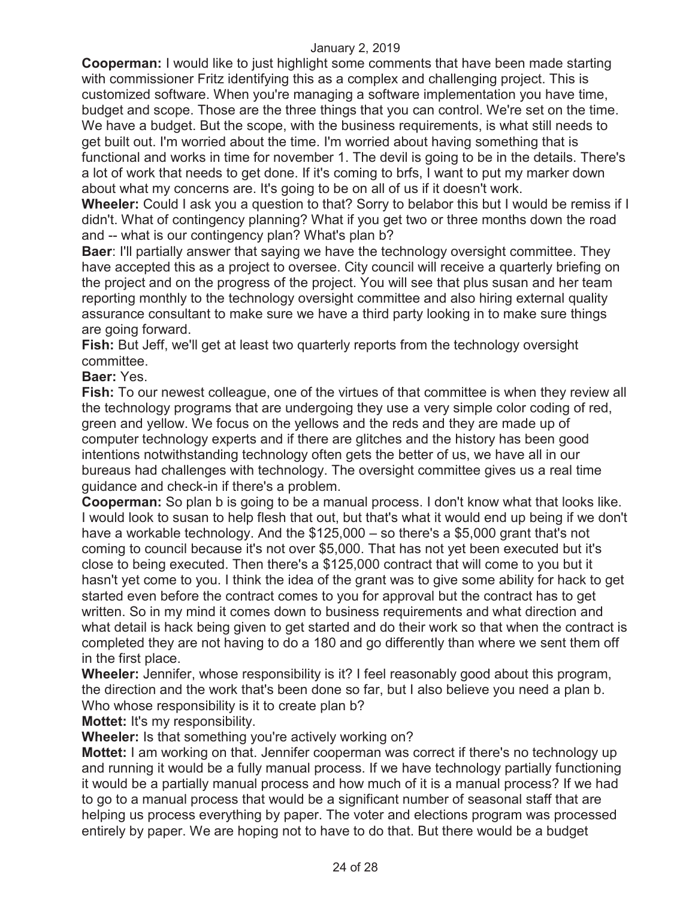**Cooperman:** I would like to just highlight some comments that have been made starting with commissioner Fritz identifying this as a complex and challenging project. This is customized software. When you're managing a software implementation you have time, budget and scope. Those are the three things that you can control. We're set on the time. We have a budget. But the scope, with the business requirements, is what still needs to get built out. I'm worried about the time. I'm worried about having something that is functional and works in time for november 1. The devil is going to be in the details. There's a lot of work that needs to get done. If it's coming to brfs, I want to put my marker down about what my concerns are. It's going to be on all of us if it doesn't work.

**Wheeler:** Could I ask you a question to that? Sorry to belabor this but I would be remiss if I didn't. What of contingency planning? What if you get two or three months down the road and -- what is our contingency plan? What's plan b?

**Baer**: I'll partially answer that saying we have the technology oversight committee. They have accepted this as a project to oversee. City council will receive a quarterly briefing on the project and on the progress of the project. You will see that plus susan and her team reporting monthly to the technology oversight committee and also hiring external quality assurance consultant to make sure we have a third party looking in to make sure things are going forward.

**Fish:** But Jeff, we'll get at least two quarterly reports from the technology oversight committee.

**Baer:** Yes.

**Fish:** To our newest colleague, one of the virtues of that committee is when they review all the technology programs that are undergoing they use a very simple color coding of red, green and yellow. We focus on the yellows and the reds and they are made up of computer technology experts and if there are glitches and the history has been good intentions notwithstanding technology often gets the better of us, we have all in our bureaus had challenges with technology. The oversight committee gives us a real time guidance and check-in if there's a problem.

**Cooperman:** So plan b is going to be a manual process. I don't know what that looks like. I would look to susan to help flesh that out, but that's what it would end up being if we don't have a workable technology. And the $125,000 – so there's a $5,000 grant that's not coming to council because it's not over $5,000. That has not yet been executed but it's close to being executed. Then there's a $125,000 contract that will come to you but it hasn't yet come to you. I think the idea of the grant was to give some ability for hack to get started even before the contract comes to you for approval but the contract has to get written. So in my mind it comes down to business requirements and what direction and what detail is hack being given to get started and do their work so that when the contract is completed they are not having to do a 180 and go differently than where we sent them off in the first place.

**Wheeler:** Jennifer, whose responsibility is it? I feel reasonably good about this program, the direction and the work that's been done so far, but I also believe you need a plan b. Who whose responsibility is it to create plan b?

**Mottet:** It's my responsibility.

**Wheeler:** Is that something you're actively working on?

**Mottet:** I am working on that. Jennifer cooperman was correct if there's no technology up and running it would be a fully manual process. If we have technology partially functioning it would be a partially manual process and how much of it is a manual process? If we had to go to a manual process that would be a significant number of seasonal staff that are helping us process everything by paper. The voter and elections program was processed entirely by paper. We are hoping not to have to do that. But there would be a budget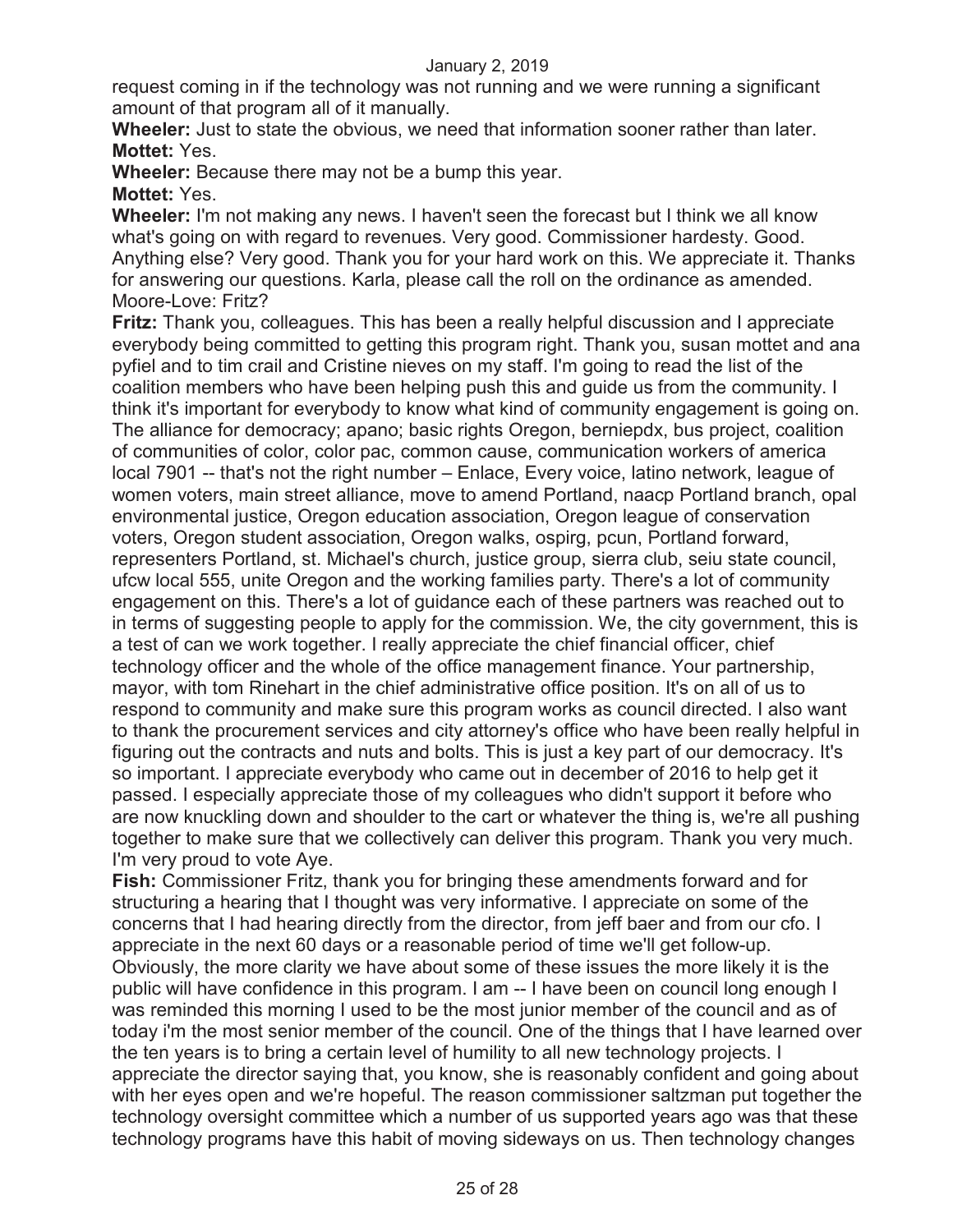request coming in if the technology was not running and we were running a significant amount of that program all of it manually.

**Wheeler:** Just to state the obvious, we need that information sooner rather than later.

**Mottet:** Yes.

**Wheeler:** Because there may not be a bump this year.

**Mottet:** Yes.

**Wheeler:** I'm not making any news. I haven't seen the forecast but I think we all know what's going on with regard to revenues. Very good. Commissioner hardesty. Good. Anything else? Very good. Thank you for your hard work on this. We appreciate it. Thanks for answering our questions. Karla, please call the roll on the ordinance as amended.

Moore-Love: Fritz?

**Fritz:** Thank you, colleagues. This has been a really helpful discussion and I appreciate everybody being committed to getting this program right. Thank you, susan mottet and ana pyfiel and to tim crail and Cristine nieves on my staff. I'm going to read the list of the coalition members who have been helping push this and guide us from the community. I think it's important for everybody to know what kind of community engagement is going on. The alliance for democracy; apano; basic rights Oregon, berniepdx, bus project, coalition of communities of color, color pac, common cause, communication workers of america local 7901 -- that's not the right number – Enlace, Every voice, latino network, league of women voters, main street alliance, move to amend Portland, naacp Portland branch, opal environmental justice, Oregon education association, Oregon league of conservation voters, Oregon student association, Oregon walks, ospirg, pcun, Portland forward, representers Portland, st. Michael's church, justice group, sierra club, seiu state council, ufcw local 555, unite Oregon and the working families party. There's a lot of community engagement on this. There's a lot of guidance each of these partners was reached out to in terms of suggesting people to apply for the commission. We, the city government, this is a test of can we work together. I really appreciate the chief financial officer, chief technology officer and the whole of the office management finance. Your partnership, mayor, with tom Rinehart in the chief administrative office position. It's on all of us to respond to community and make sure this program works as council directed. I also want to thank the procurement services and city attorney's office who have been really helpful in figuring out the contracts and nuts and bolts. This is just a key part of our democracy. It's so important. I appreciate everybody who came out in december of 2016 to help get it passed. I especially appreciate those of my colleagues who didn't support it before who are now knuckling down and shoulder to the cart or whatever the thing is, we're all pushing together to make sure that we collectively can deliver this program. Thank you very much. I'm very proud to vote Aye.

**Fish:** Commissioner Fritz, thank you for bringing these amendments forward and for structuring a hearing that I thought was very informative. I appreciate on some of the concerns that I had hearing directly from the director, from jeff baer and from our cfo. I appreciate in the next 60 days or a reasonable period of time we'll get follow-up. Obviously, the more clarity we have about some of these issues the more likely it is the public will have confidence in this program. I am -- I have been on council long enough I was reminded this morning I used to be the most junior member of the council and as of today i'm the most senior member of the council. One of the things that I have learned over the ten years is to bring a certain level of humility to all new technology projects. I appreciate the director saying that, you know, she is reasonably confident and going about with her eyes open and we're hopeful. The reason commissioner saltzman put together the technology oversight committee which a number of us supported years ago was that these technology programs have this habit of moving sideways on us. Then technology changes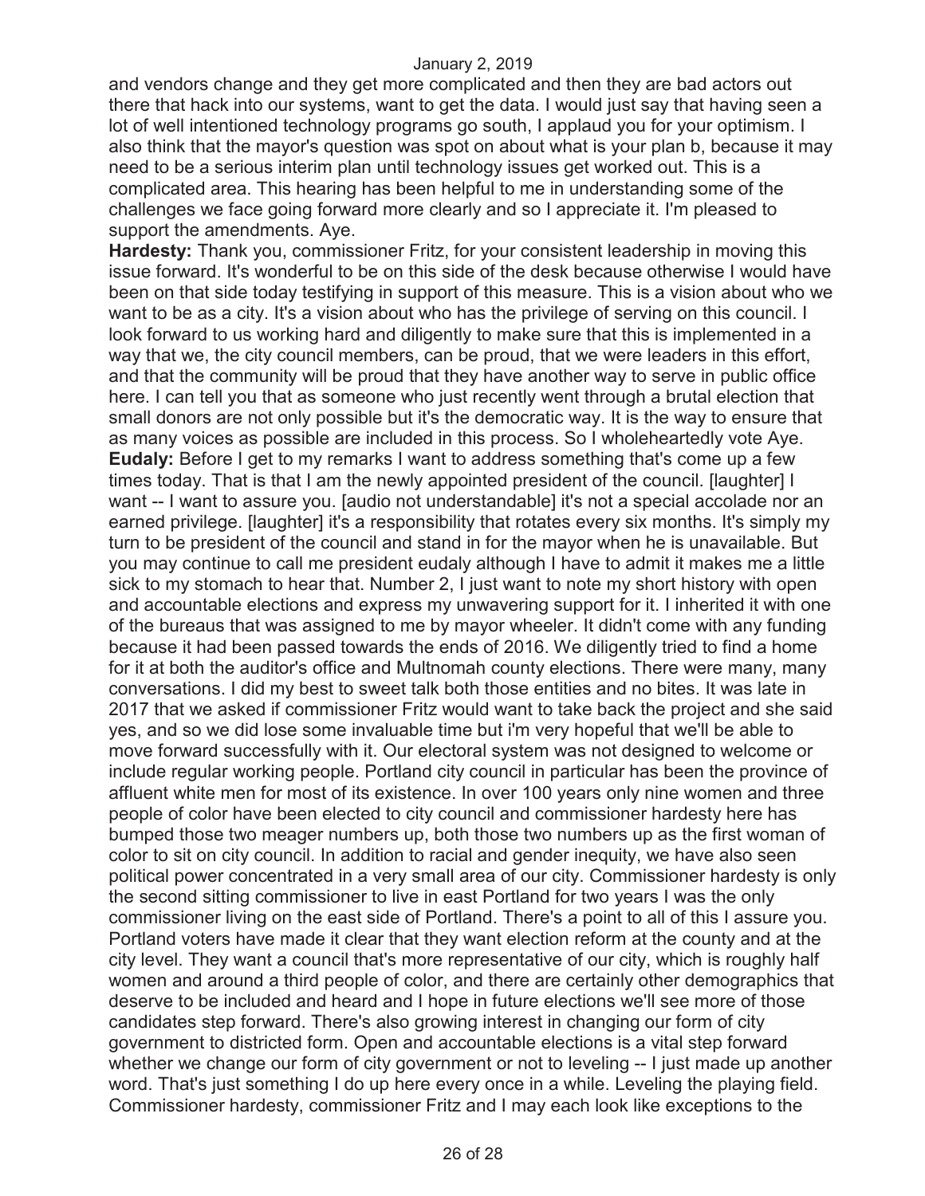and vendors change and they get more complicated and then they are bad actors out there that hack into our systems, want to get the data. I would just say that having seen a lot of well intentioned technology programs go south, I applaud you for your optimism. I also think that the mayor's question was spot on about what is your plan b, because it may need to be a serious interim plan until technology issues get worked out. This is a complicated area. This hearing has been helpful to me in understanding some of the challenges we face going forward more clearly and so I appreciate it. I'm pleased to support the amendments. Aye.

**Hardesty:** Thank you, commissioner Fritz, for your consistent leadership in moving this issue forward. It's wonderful to be on this side of the desk because otherwise I would have been on that side today testifying in support of this measure. This is a vision about who we want to be as a city. It's a vision about who has the privilege of serving on this council. I look forward to us working hard and diligently to make sure that this is implemented in a way that we, the city council members, can be proud, that we were leaders in this effort, and that the community will be proud that they have another way to serve in public office here. I can tell you that as someone who just recently went through a brutal election that small donors are not only possible but it's the democratic way. It is the way to ensure that as many voices as possible are included in this process. So I wholeheartedly vote Aye.

**Eudaly:** Before I get to my remarks I want to address something that's come up a few times today. That is that I am the newly appointed president of the council. [laughter] I want -- I want to assure you. [audio not understandable] it's not a special accolade nor an earned privilege. [laughter] it's a responsibility that rotates every six months. It's simply my turn to be president of the council and stand in for the mayor when he is unavailable. But you may continue to call me president eudaly although I have to admit it makes me a little sick to my stomach to hear that. Number 2, I just want to note my short history with open and accountable elections and express my unwavering support for it. I inherited it with one of the bureaus that was assigned to me by mayor wheeler. It didn't come with any funding because it had been passed towards the ends of 2016. We diligently tried to find a home for it at both the auditor's office and Multnomah county elections. There were many, many conversations. I did my best to sweet talk both those entities and no bites. It was late in 2017 that we asked if commissioner Fritz would want to take back the project and she said yes, and so we did lose some invaluable time but i'm very hopeful that we'll be able to move forward successfully with it. Our electoral system was not designed to welcome or include regular working people. Portland city council in particular has been the province of affluent white men for most of its existence. In over 100 years only nine women and three people of color have been elected to city council and commissioner hardesty here has bumped those two meager numbers up, both those two numbers up as the first woman of color to sit on city council. In addition to racial and gender inequity, we have also seen political power concentrated in a very small area of our city. Commissioner hardesty is only the second sitting commissioner to live in east Portland for two years I was the only commissioner living on the east side of Portland. There's a point to all of this I assure you. Portland voters have made it clear that they want election reform at the county and at the city level. They want a council that's more representative of our city, which is roughly half women and around a third people of color, and there are certainly other demographics that deserve to be included and heard and I hope in future elections we'll see more of those candidates step forward. There's also growing interest in changing our form of city government to districted form. Open and accountable elections is a vital step forward whether we change our form of city government or not to leveling -- I just made up another word. That's just something I do up here every once in a while. Leveling the playing field. Commissioner hardesty, commissioner Fritz and I may each look like exceptions to the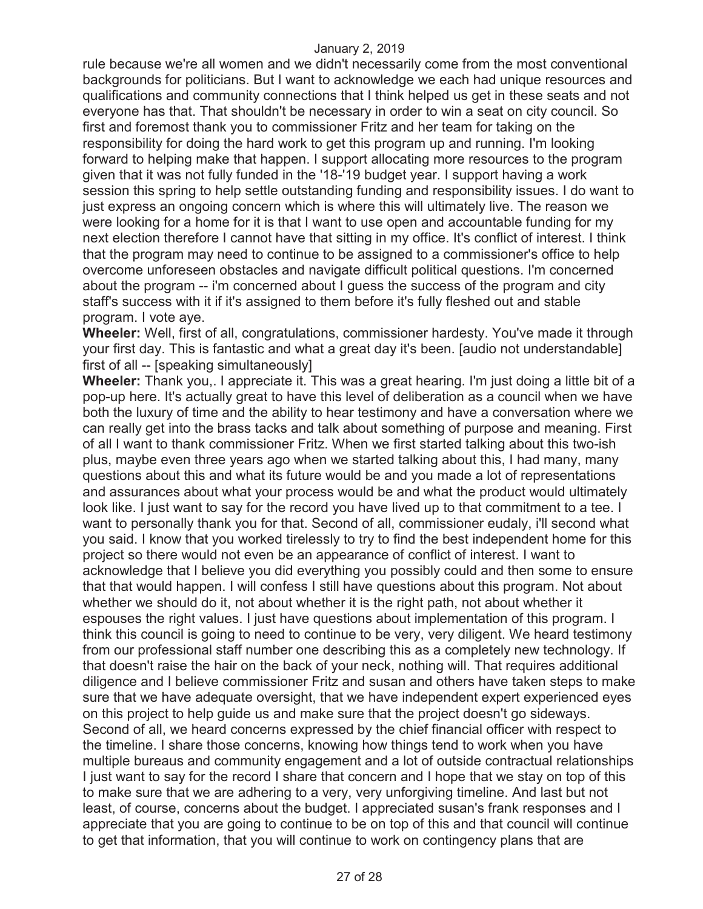rule because we're all women and we didn't necessarily come from the most conventional backgrounds for politicians. But I want to acknowledge we each had unique resources and qualifications and community connections that I think helped us get in these seats and not everyone has that. That shouldn't be necessary in order to win a seat on city council. So first and foremost thank you to commissioner Fritz and her team for taking on the responsibility for doing the hard work to get this program up and running. I'm looking forward to helping make that happen. I support allocating more resources to the program given that it was not fully funded in the '18-'19 budget year. I support having a work session this spring to help settle outstanding funding and responsibility issues. I do want to just express an ongoing concern which is where this will ultimately live. The reason we were looking for a home for it is that I want to use open and accountable funding for my next election therefore I cannot have that sitting in my office. It's conflict of interest. I think that the program may need to continue to be assigned to a commissioner's office to help overcome unforeseen obstacles and navigate difficult political questions. I'm concerned about the program -- i'm concerned about I guess the success of the program and city staff's success with it if it's assigned to them before it's fully fleshed out and stable program. I vote aye.

**Wheeler:** Well, first of all, congratulations, commissioner hardesty. You've made it through your first day. This is fantastic and what a great day it's been. [audio not understandable] first of all -- [speaking simultaneously]

**Wheeler:** Thank you,. I appreciate it. This was a great hearing. I'm just doing a little bit of a pop-up here. It's actually great to have this level of deliberation as a council when we have both the luxury of time and the ability to hear testimony and have a conversation where we can really get into the brass tacks and talk about something of purpose and meaning. First of all I want to thank commissioner Fritz. When we first started talking about this two-ish plus, maybe even three years ago when we started talking about this, I had many, many questions about this and what its future would be and you made a lot of representations and assurances about what your process would be and what the product would ultimately look like. I just want to say for the record you have lived up to that commitment to a tee. I want to personally thank you for that. Second of all, commissioner eudaly, i'll second what you said. I know that you worked tirelessly to try to find the best independent home for this project so there would not even be an appearance of conflict of interest. I want to acknowledge that I believe you did everything you possibly could and then some to ensure that that would happen. I will confess I still have questions about this program. Not about whether we should do it, not about whether it is the right path, not about whether it espouses the right values. I just have questions about implementation of this program. I think this council is going to need to continue to be very, very diligent. We heard testimony from our professional staff number one describing this as a completely new technology. If that doesn't raise the hair on the back of your neck, nothing will. That requires additional diligence and I believe commissioner Fritz and susan and others have taken steps to make sure that we have adequate oversight, that we have independent expert experienced eyes on this project to help guide us and make sure that the project doesn't go sideways. Second of all, we heard concerns expressed by the chief financial officer with respect to the timeline. I share those concerns, knowing how things tend to work when you have multiple bureaus and community engagement and a lot of outside contractual relationships I just want to say for the record I share that concern and I hope that we stay on top of this to make sure that we are adhering to a very, very unforgiving timeline. And last but not least, of course, concerns about the budget. I appreciated susan's frank responses and I appreciate that you are going to continue to be on top of this and that council will continue to get that information, that you will continue to work on contingency plans that are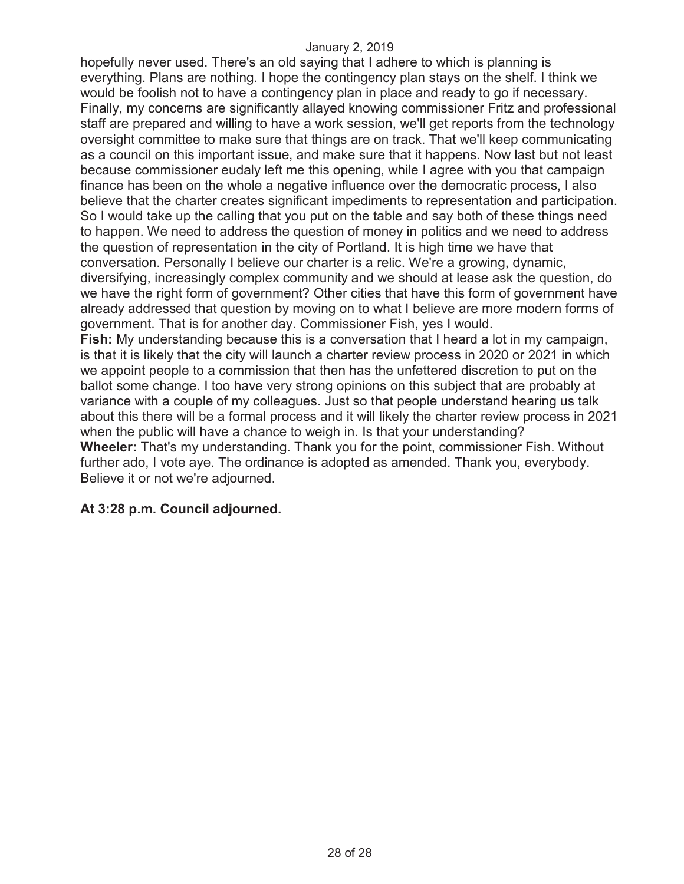hopefully never used. There's an old saying that I adhere to which is planning is everything. Plans are nothing. I hope the contingency plan stays on the shelf. I think we would be foolish not to have a contingency plan in place and ready to go if necessary. Finally, my concerns are significantly allayed knowing commissioner Fritz and professional staff are prepared and willing to have a work session, we'll get reports from the technology oversight committee to make sure that things are on track. That we'll keep communicating as a council on this important issue, and make sure that it happens. Now last but not least because commissioner eudaly left me this opening, while I agree with you that campaign finance has been on the whole a negative influence over the democratic process, I also believe that the charter creates significant impediments to representation and participation. So I would take up the calling that you put on the table and say both of these things need to happen. We need to address the question of money in politics and we need to address the question of representation in the city of Portland. It is high time we have that conversation. Personally I believe our charter is a relic. We're a growing, dynamic, diversifying, increasingly complex community and we should at lease ask the question, do we have the right form of government? Other cities that have this form of government have already addressed that question by moving on to what I believe are more modern forms of government. That is for another day. Commissioner Fish, yes I would.

**Fish:** My understanding because this is a conversation that I heard a lot in my campaign, is that it is likely that the city will launch a charter review process in 2020 or 2021 in which we appoint people to a commission that then has the unfettered discretion to put on the ballot some change. I too have very strong opinions on this subject that are probably at variance with a couple of my colleagues. Just so that people understand hearing us talk about this there will be a formal process and it will likely the charter review process in 2021 when the public will have a chance to weigh in. Is that your understanding?

**Wheeler:** That's my understanding. Thank you for the point, commissioner Fish. Without further ado, I vote aye. The ordinance is adopted as amended. Thank you, everybody. Believe it or not we're adjourned.

**At 3:28 p.m. Council adjourned.**